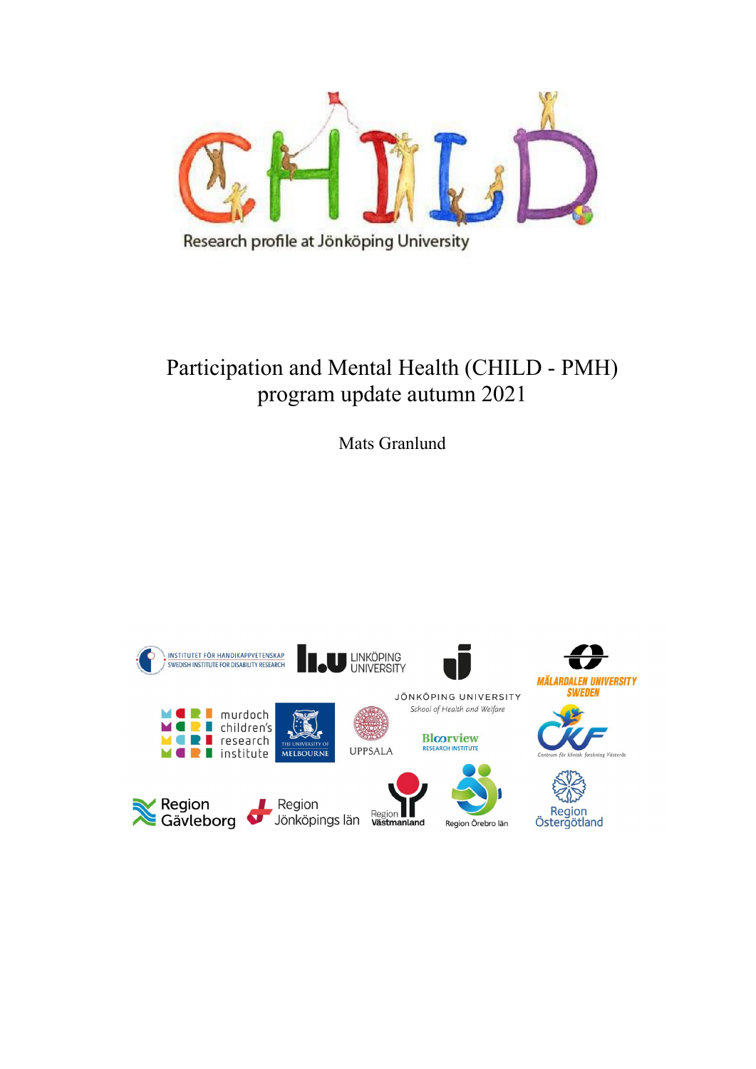CHILD

Research profile at Jönköping University

# Participation and Mental Health (CHILD - PMH) program update autumn 2021

Mats Granlund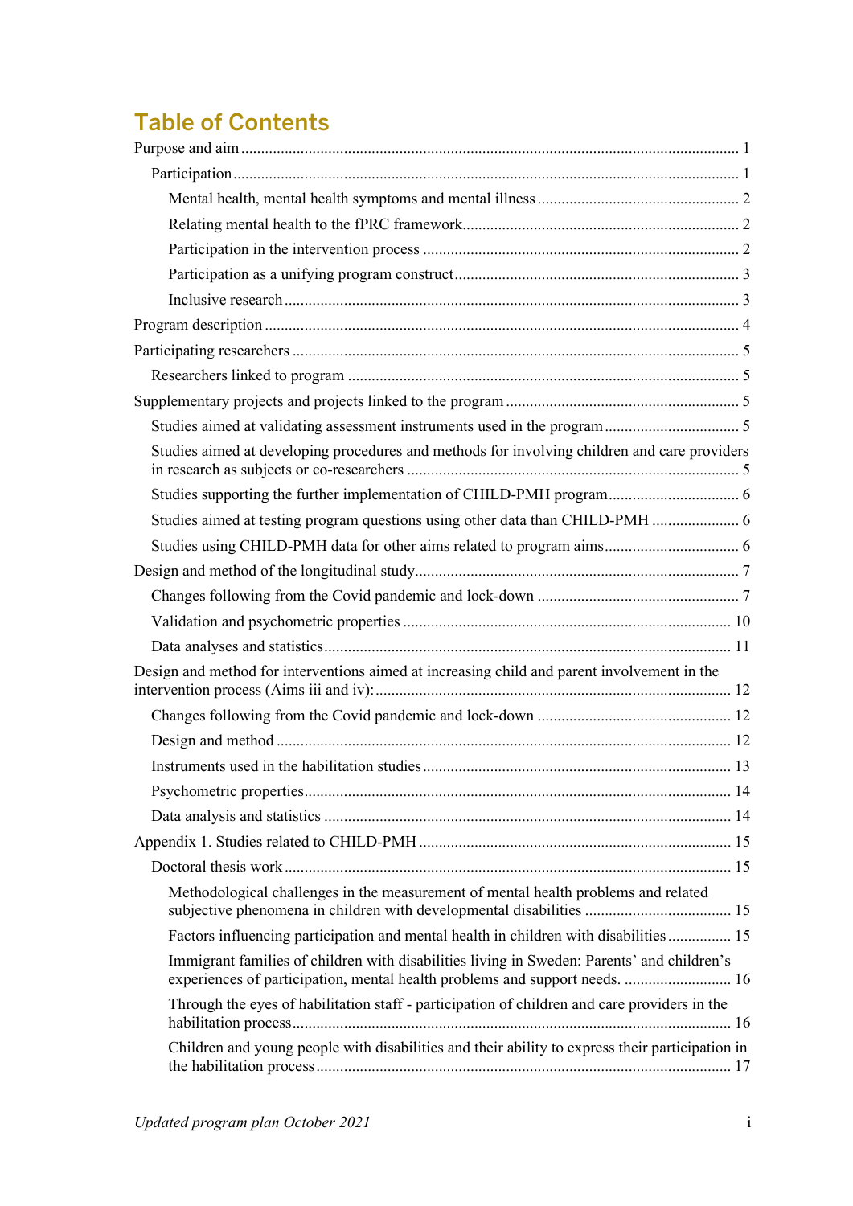# Table of Contents

Purpose and aim ..... 1

- Participation ..... 1
  - Mental health, mental health symptoms and mental illness ..... 2
  - Relating mental health to the fPRC framework ..... 2
  - Participation in the intervention process ..... 2
  - Participation as a unifying program construct ..... 3
  - Inclusive research ..... 3

Program description ..... 4

Participating researchers ..... 5

- Researchers linked to program ..... 5

Supplementary projects and projects linked to the program ..... 5

- Studies aimed at validating assessment instruments used in the program ..... 5
- Studies aimed at developing procedures and methods for involving children and care providers in research as subjects or co-researchers ..... 5
- Studies supporting the further implementation of CHILD-PMH program ..... 6
- Studies aimed at testing program questions using other data than CHILD-PMH ..... 6
- Studies using CHILD-PMH data for other aims related to program aims ..... 6

Design and method of the longitudinal study ..... 7

- Changes following from the Covid pandemic and lock-down ..... 7
- Validation and psychometric properties ..... 10
- Data analyses and statistics ..... 11

Design and method for interventions aimed at increasing child and parent involvement in the intervention process (Aims iii and iv): ..... 12

- Changes following from the Covid pandemic and lock-down ..... 12
- Design and method ..... 12
- Instruments used in the habilitation studies ..... 13
- Psychometric properties ..... 14
- Data analysis and statistics ..... 14

Appendix 1. Studies related to CHILD-PMH ..... 15

- Doctoral thesis work ..... 15
  - Methodological challenges in the measurement of mental health problems and related subjective phenomena in children with developmental disabilities ..... 15
  - Factors influencing participation and mental health in children with disabilities ..... 15
  - Immigrant families of children with disabilities living in Sweden: Parents' and children's experiences of participation, mental health problems and support needs. ..... 16
  - Through the eyes of habilitation staff - participation of children and care providers in the habilitation process ..... 16
  - Children and young people with disabilities and their ability to express their participation in the habilitation process ..... 17

*Updated program plan October 2021*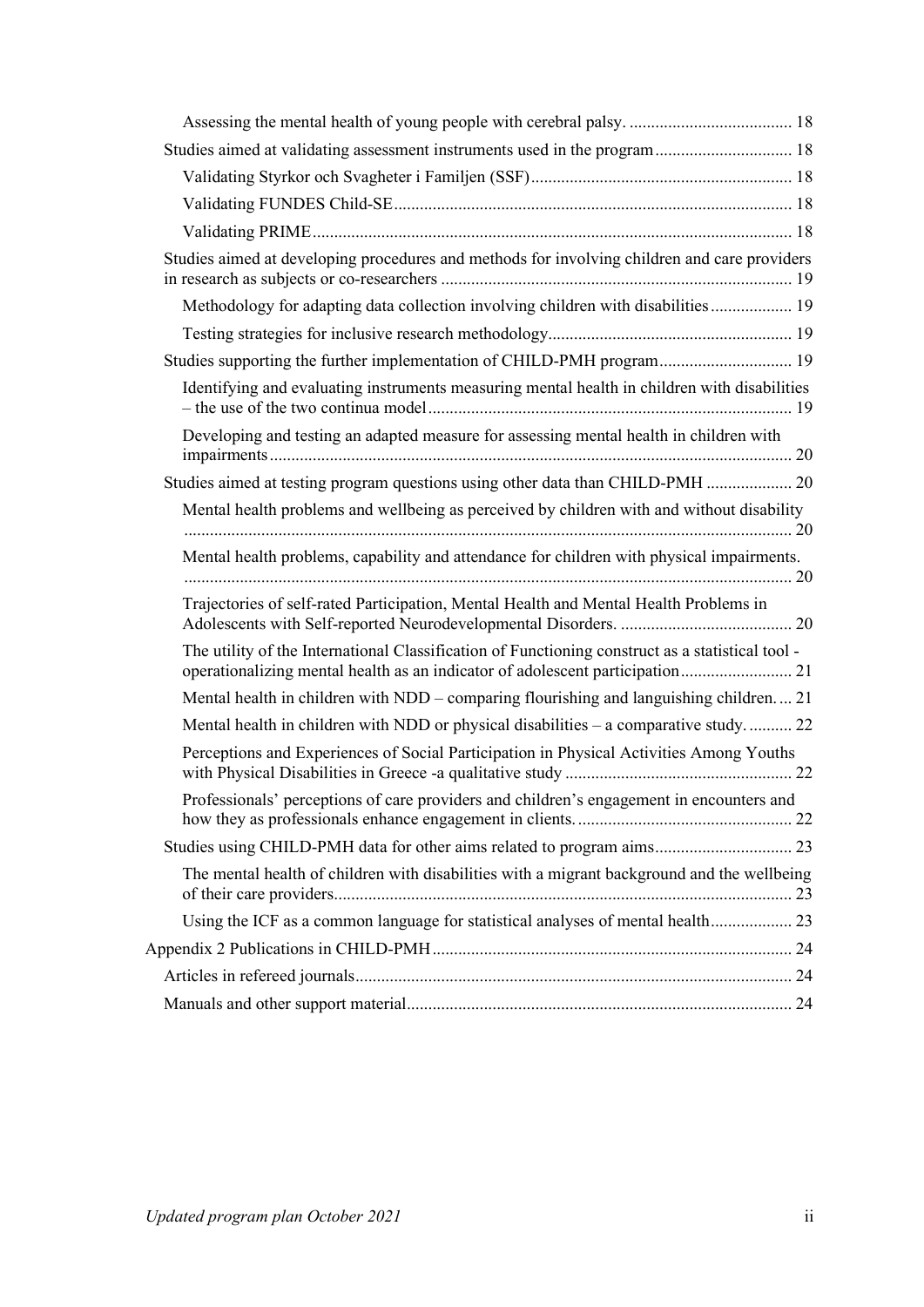- Assessing the mental health of young people with cerebral palsy. ........ 18
- Studies aimed at validating assessment instruments used in the program ........ 18
  - Validating Styrkor och Svagheter i Familjen (SSF) ........ 18
  - Validating FUNDES Child-SE ........ 18
  - Validating PRIME ........ 18
- Studies aimed at developing procedures and methods for involving children and care providers in research as subjects or co-researchers ........ 19
  - Methodology for adapting data collection involving children with disabilities ........ 19
  - Testing strategies for inclusive research methodology ........ 19
- Studies supporting the further implementation of CHILD-PMH program ........ 19
  - Identifying and evaluating instruments measuring mental health in children with disabilities – the use of the two continua model ........ 19
  - Developing and testing an adapted measure for assessing mental health in children with impairments ........ 20
- Studies aimed at testing program questions using other data than CHILD-PMH ........ 20
  - Mental health problems and wellbeing as perceived by children with and without disability ........ 20
  - Mental health problems, capability and attendance for children with physical impairments. ........ 20
  - Trajectories of self-rated Participation, Mental Health and Mental Health Problems in Adolescents with Self-reported Neurodevelopmental Disorders. ........ 20
  - The utility of the International Classification of Functioning construct as a statistical tool - operationalizing mental health as an indicator of adolescent participation ........ 21
  - Mental health in children with NDD – comparing flourishing and languishing children. ... 21
  - Mental health in children with NDD or physical disabilities – a comparative study. ........ 22
  - Perceptions and Experiences of Social Participation in Physical Activities Among Youths with Physical Disabilities in Greece -a qualitative study ........ 22
  - Professionals' perceptions of care providers and children's engagement in encounters and how they as professionals enhance engagement in clients. ........ 22
- Studies using CHILD-PMH data for other aims related to program aims ........ 23
  - The mental health of children with disabilities with a migrant background and the wellbeing of their care providers ........ 23
  - Using the ICF as a common language for statistical analyses of mental health ........ 23

Appendix 2 Publications in CHILD-PMH ........ 24

- Articles in refereed journals ........ 24
- Manuals and other support material ........ 24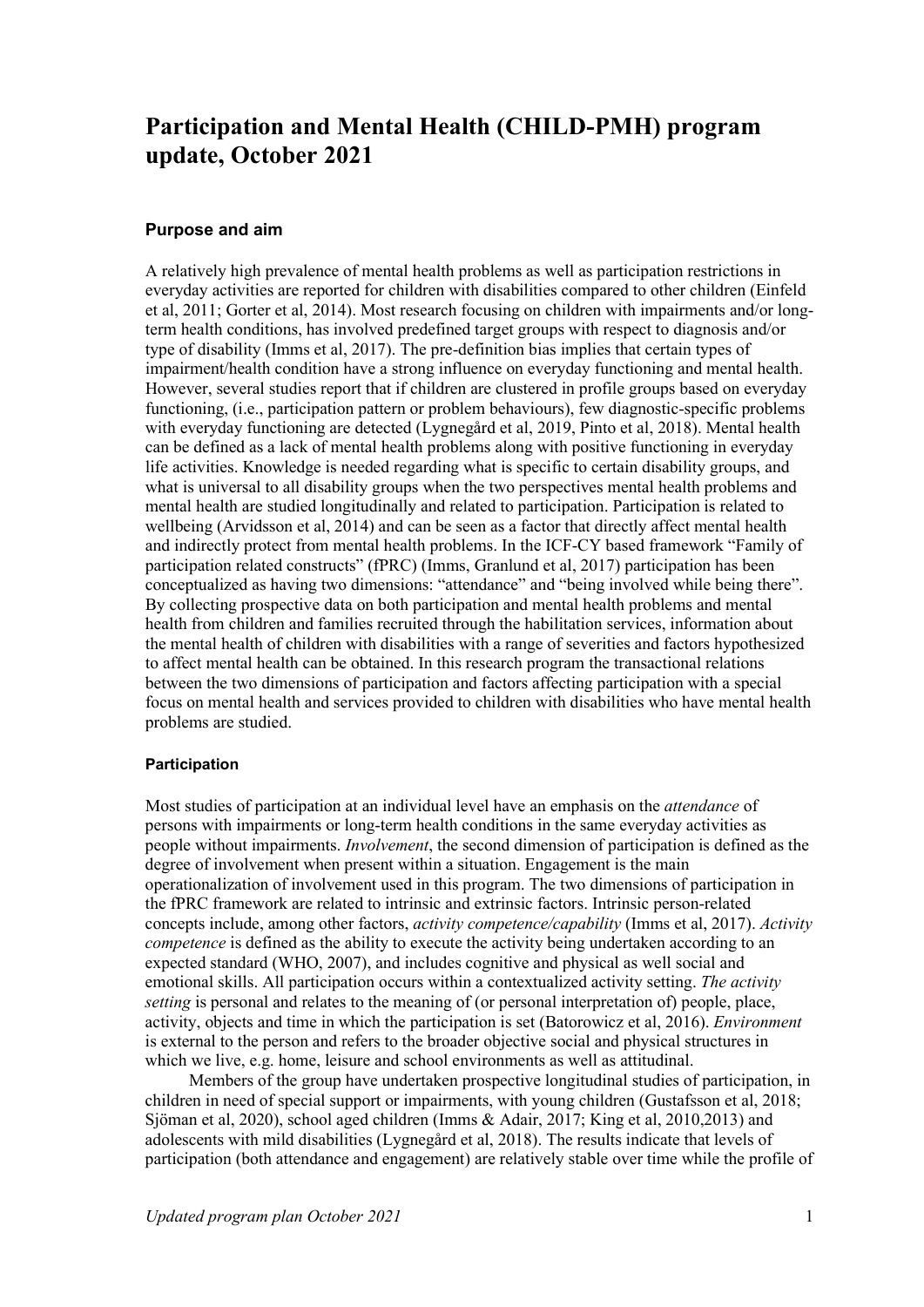# Participation and Mental Health (CHILD-PMH) program update, October 2021

## Purpose and aim

A relatively high prevalence of mental health problems as well as participation restrictions in everyday activities are reported for children with disabilities compared to other children (Einfeld et al, 2011; Gorter et al, 2014). Most research focusing on children with impairments and/or long-term health conditions, has involved predefined target groups with respect to diagnosis and/or type of disability (Imms et al, 2017). The pre-definition bias implies that certain types of impairment/health condition have a strong influence on everyday functioning and mental health. However, several studies report that if children are clustered in profile groups based on everyday functioning, (i.e., participation pattern or problem behaviours), few diagnostic-specific problems with everyday functioning are detected (Lygnegård et al, 2019, Pinto et al, 2018). Mental health can be defined as a lack of mental health problems along with positive functioning in everyday life activities. Knowledge is needed regarding what is specific to certain disability groups, and what is universal to all disability groups when the two perspectives mental health problems and mental health are studied longitudinally and related to participation. Participation is related to wellbeing (Arvidsson et al, 2014) and can be seen as a factor that directly affect mental health and indirectly protect from mental health problems. In the ICF-CY based framework "Family of participation related constructs" (fPRC) (Imms, Granlund et al, 2017) participation has been conceptualized as having two dimensions: "attendance" and "being involved while being there". By collecting prospective data on both participation and mental health problems and mental health from children and families recruited through the habilitation services, information about the mental health of children with disabilities with a range of severities and factors hypothesized to affect mental health can be obtained. In this research program the transactional relations between the two dimensions of participation and factors affecting participation with a special focus on mental health and services provided to children with disabilities who have mental health problems are studied.

### Participation

Most studies of participation at an individual level have an emphasis on the *attendance* of persons with impairments or long-term health conditions in the same everyday activities as people without impairments. *Involvement*, the second dimension of participation is defined as the degree of involvement when present within a situation. Engagement is the main operationalization of involvement used in this program. The two dimensions of participation in the fPRC framework are related to intrinsic and extrinsic factors. Intrinsic person-related concepts include, among other factors, *activity competence/capability* (Imms et al, 2017). *Activity competence* is defined as the ability to execute the activity being undertaken according to an expected standard (WHO, 2007), and includes cognitive and physical as well social and emotional skills. All participation occurs within a contextualized activity setting. *The activity setting* is personal and relates to the meaning of (or personal interpretation of) people, place, activity, objects and time in which the participation is set (Batorowicz et al, 2016). *Environment* is external to the person and refers to the broader objective social and physical structures in which we live, e.g. home, leisure and school environments as well as attitudinal.

Members of the group have undertaken prospective longitudinal studies of participation, in children in need of special support or impairments, with young children (Gustafsson et al, 2018; Sjöman et al, 2020), school aged children (Imms & Adair, 2017; King et al, 2010,2013) and adolescents with mild disabilities (Lygnegård et al, 2018). The results indicate that levels of participation (both attendance and engagement) are relatively stable over time while the profile of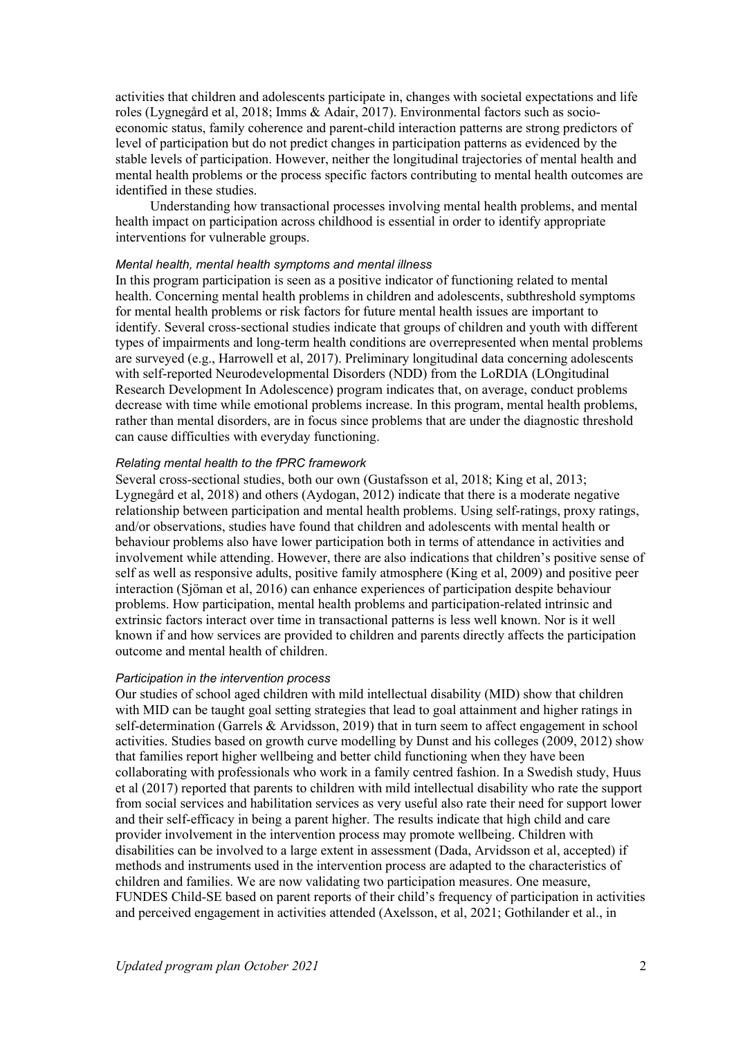activities that children and adolescents participate in, changes with societal expectations and life roles (Lygnegård et al, 2018; Imms & Adair, 2017). Environmental factors such as socio-economic status, family coherence and parent-child interaction patterns are strong predictors of level of participation but do not predict changes in participation patterns as evidenced by the stable levels of participation. However, neither the longitudinal trajectories of mental health and mental health problems or the process specific factors contributing to mental health outcomes are identified in these studies.

Understanding how transactional processes involving mental health problems, and mental health impact on participation across childhood is essential in order to identify appropriate interventions for vulnerable groups.

*Mental health, mental health symptoms and mental illness*

In this program participation is seen as a positive indicator of functioning related to mental health. Concerning mental health problems in children and adolescents, subthreshold symptoms for mental health problems or risk factors for future mental health issues are important to identify. Several cross-sectional studies indicate that groups of children and youth with different types of impairments and long-term health conditions are overrepresented when mental problems are surveyed (e.g., Harrowell et al, 2017). Preliminary longitudinal data concerning adolescents with self-reported Neurodevelopmental Disorders (NDD) from the LoRDIA (LOngitudinal Research Development In Adolescence) program indicates that, on average, conduct problems decrease with time while emotional problems increase. In this program, mental health problems, rather than mental disorders, are in focus since problems that are under the diagnostic threshold can cause difficulties with everyday functioning.

*Relating mental health to the fPRC framework*

Several cross-sectional studies, both our own (Gustafsson et al, 2018; King et al, 2013; Lygnegård et al, 2018) and others (Aydogan, 2012) indicate that there is a moderate negative relationship between participation and mental health problems. Using self-ratings, proxy ratings, and/or observations, studies have found that children and adolescents with mental health or behaviour problems also have lower participation both in terms of attendance in activities and involvement while attending. However, there are also indications that children's positive sense of self as well as responsive adults, positive family atmosphere (King et al, 2009) and positive peer interaction (Sjöman et al, 2016) can enhance experiences of participation despite behaviour problems. How participation, mental health problems and participation-related intrinsic and extrinsic factors interact over time in transactional patterns is less well known. Nor is it well known if and how services are provided to children and parents directly affects the participation outcome and mental health of children.

*Participation in the intervention process*

Our studies of school aged children with mild intellectual disability (MID) show that children with MID can be taught goal setting strategies that lead to goal attainment and higher ratings in self-determination (Garrels & Arvidsson, 2019) that in turn seem to affect engagement in school activities. Studies based on growth curve modelling by Dunst and his colleges (2009, 2012) show that families report higher wellbeing and better child functioning when they have been collaborating with professionals who work in a family centred fashion. In a Swedish study, Huus et al (2017) reported that parents to children with mild intellectual disability who rate the support from social services and habilitation services as very useful also rate their need for support lower and their self-efficacy in being a parent higher. The results indicate that high child and care provider involvement in the intervention process may promote wellbeing. Children with disabilities can be involved to a large extent in assessment (Dada, Arvidsson et al, accepted) if methods and instruments used in the intervention process are adapted to the characteristics of children and families. We are now validating two participation measures. One measure, FUNDES Child-SE based on parent reports of their child's frequency of participation in activities and perceived engagement in activities attended (Axelsson, et al, 2021; Gothilander et al., in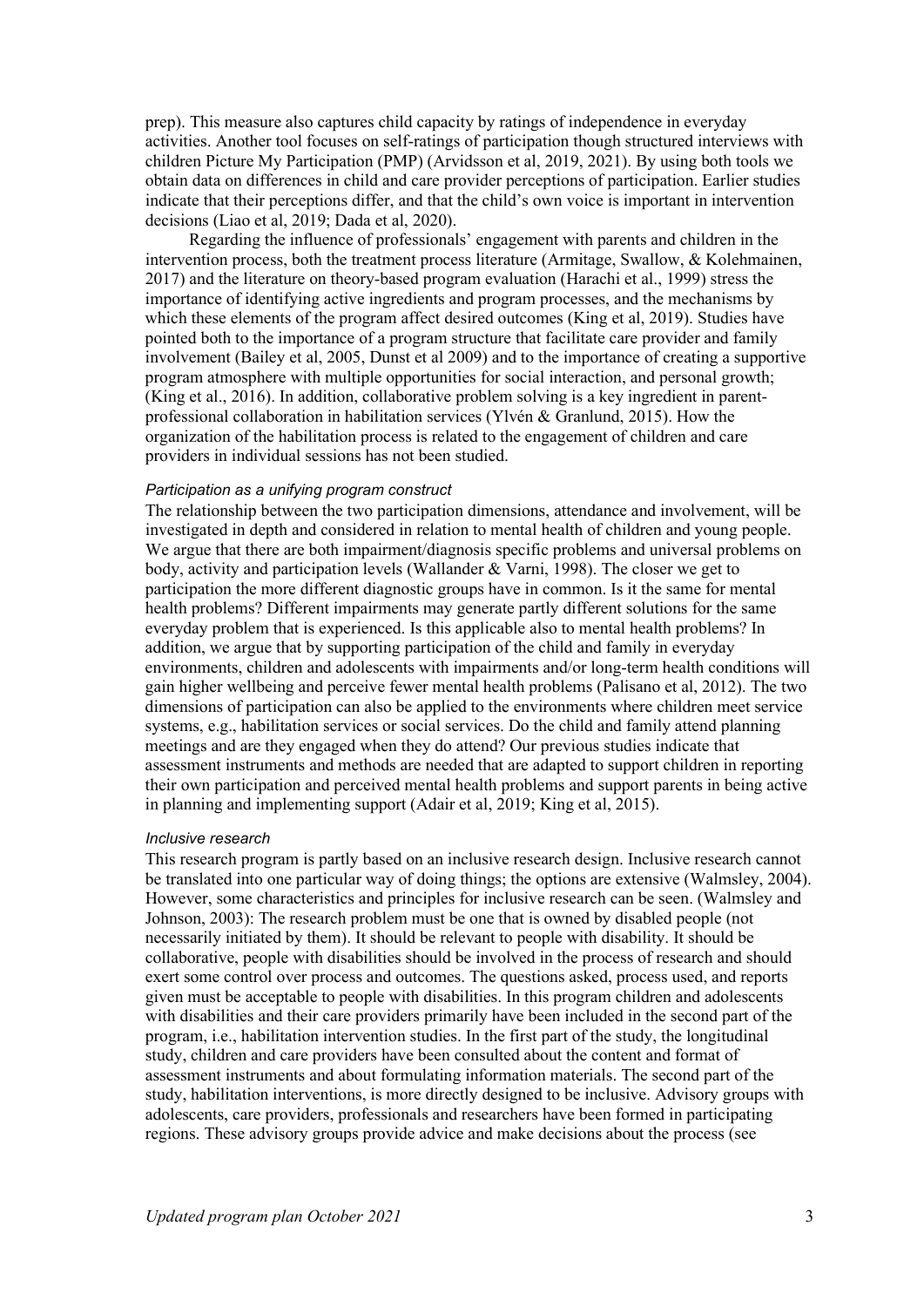prep). This measure also captures child capacity by ratings of independence in everyday activities. Another tool focuses on self-ratings of participation though structured interviews with children Picture My Participation (PMP) (Arvidsson et al, 2019, 2021). By using both tools we obtain data on differences in child and care provider perceptions of participation. Earlier studies indicate that their perceptions differ, and that the child's own voice is important in intervention decisions (Liao et al, 2019; Dada et al, 2020).

Regarding the influence of professionals' engagement with parents and children in the intervention process, both the treatment process literature (Armitage, Swallow, & Kolehmainen, 2017) and the literature on theory-based program evaluation (Harachi et al., 1999) stress the importance of identifying active ingredients and program processes, and the mechanisms by which these elements of the program affect desired outcomes (King et al, 2019). Studies have pointed both to the importance of a program structure that facilitate care provider and family involvement (Bailey et al, 2005, Dunst et al 2009) and to the importance of creating a supportive program atmosphere with multiple opportunities for social interaction, and personal growth; (King et al., 2016). In addition, collaborative problem solving is a key ingredient in parent-professional collaboration in habilitation services (Ylvén & Granlund, 2015). How the organization of the habilitation process is related to the engagement of children and care providers in individual sessions has not been studied.

*Participation as a unifying program construct*

The relationship between the two participation dimensions, attendance and involvement, will be investigated in depth and considered in relation to mental health of children and young people. We argue that there are both impairment/diagnosis specific problems and universal problems on body, activity and participation levels (Wallander & Varni, 1998). The closer we get to participation the more different diagnostic groups have in common. Is it the same for mental health problems? Different impairments may generate partly different solutions for the same everyday problem that is experienced. Is this applicable also to mental health problems? In addition, we argue that by supporting participation of the child and family in everyday environments, children and adolescents with impairments and/or long-term health conditions will gain higher wellbeing and perceive fewer mental health problems (Palisano et al, 2012). The two dimensions of participation can also be applied to the environments where children meet service systems, e.g., habilitation services or social services. Do the child and family attend planning meetings and are they engaged when they do attend? Our previous studies indicate that assessment instruments and methods are needed that are adapted to support children in reporting their own participation and perceived mental health problems and support parents in being active in planning and implementing support (Adair et al, 2019; King et al, 2015).

*Inclusive research*

This research program is partly based on an inclusive research design. Inclusive research cannot be translated into one particular way of doing things; the options are extensive (Walmsley, 2004). However, some characteristics and principles for inclusive research can be seen. (Walmsley and Johnson, 2003): The research problem must be one that is owned by disabled people (not necessarily initiated by them). It should be relevant to people with disability. It should be collaborative, people with disabilities should be involved in the process of research and should exert some control over process and outcomes. The questions asked, process used, and reports given must be acceptable to people with disabilities. In this program children and adolescents with disabilities and their care providers primarily have been included in the second part of the program, i.e., habilitation intervention studies. In the first part of the study, the longitudinal study, children and care providers have been consulted about the content and format of assessment instruments and about formulating information materials. The second part of the study, habilitation interventions, is more directly designed to be inclusive. Advisory groups with adolescents, care providers, professionals and researchers have been formed in participating regions. These advisory groups provide advice and make decisions about the process (see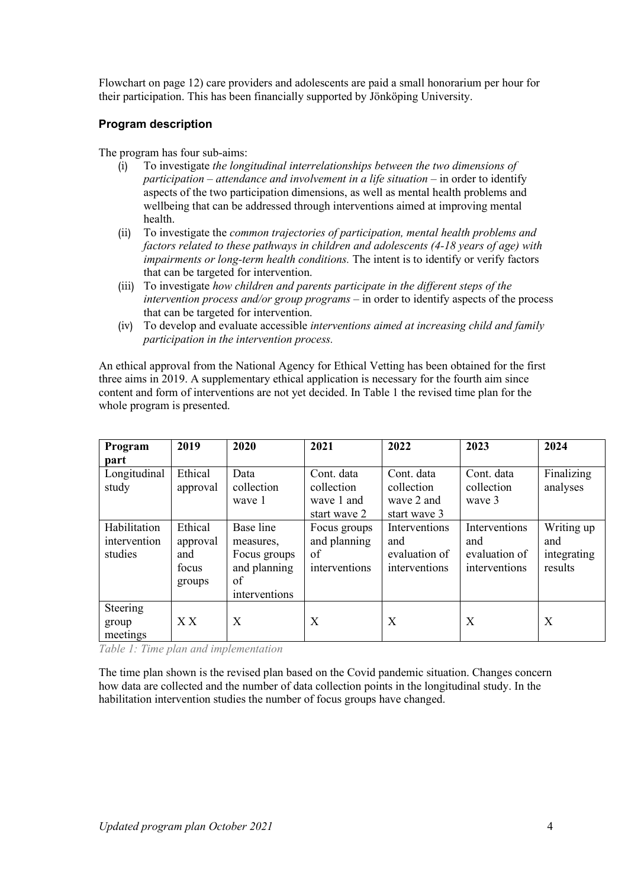Flowchart on page 12) care providers and adolescents are paid a small honorarium per hour for their participation. This has been financially supported by Jönköping University.

### Program description

The program has four sub-aims:

(i) To investigate *the longitudinal interrelationships between the two dimensions of participation – attendance and involvement in a life situation* – in order to identify aspects of the two participation dimensions, as well as mental health problems and wellbeing that can be addressed through interventions aimed at improving mental health.

(ii) To investigate the *common trajectories of participation, mental health problems and factors related to these pathways in children and adolescents (4-18 years of age) with impairments or long-term health conditions.* The intent is to identify or verify factors that can be targeted for intervention.

(iii) To investigate *how children and parents participate in the different steps of the intervention process and/or group programs* – in order to identify aspects of the process that can be targeted for intervention.

(iv) To develop and evaluate accessible *interventions aimed at increasing child and family participation in the intervention process.*

An ethical approval from the National Agency for Ethical Vetting has been obtained for the first three aims in 2019. A supplementary ethical application is necessary for the fourth aim since content and form of interventions are not yet decided. In Table 1 the revised time plan for the whole program is presented.

| Program part | 2019 | 2020 | 2021 | 2022 | 2023 | 2024 |
|---|---|---|---|---|---|---|
| Longitudinal study | Ethical approval | Data collection wave 1 | Cont. data collection wave 1 and start wave 2 | Cont. data collection wave 2 and start wave 3 | Cont. data collection wave 3 | Finalizing analyses |
| Habilitation intervention studies | Ethical approval and focus groups | Base line measures, Focus groups and planning of interventions | Focus groups and planning of interventions | Interventions and evaluation of interventions | Interventions and evaluation of interventions | Writing up and integrating results |
| Steering group meetings | X X | X | X | X | X | X |

*Table 1: Time plan and implementation*

The time plan shown is the revised plan based on the Covid pandemic situation. Changes concern how data are collected and the number of data collection points in the longitudinal study. In the habilitation intervention studies the number of focus groups have changed.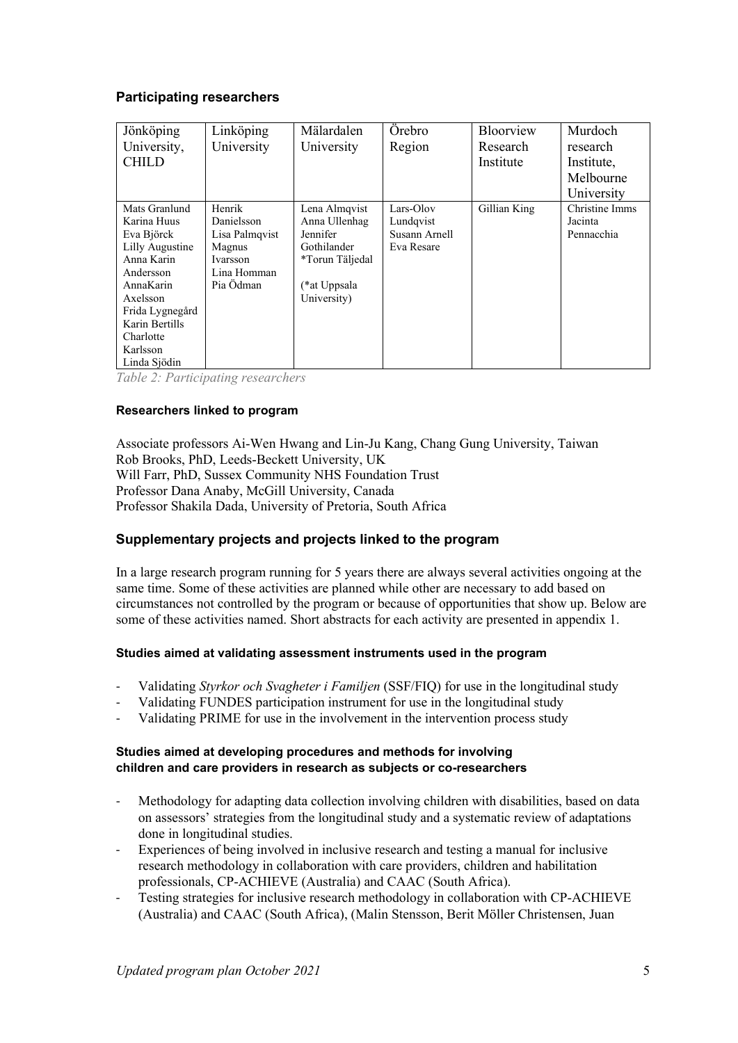## Participating researchers

| Jönköping University, CHILD | Linköping University | Mälardalen University | Örebro Region | Bloorview Research Institute | Murdoch research Institute, Melbourne University |
|---|---|---|---|---|---|
| Mats Granlund<br>Karina Huus<br>Eva Björck<br>Lilly Augustine<br>Anna Karin Andersson<br>AnnaKarin Axelsson<br>Frida Lygnegård<br>Karin Bertills<br>Charlotte Karlsson<br>Linda Sjödin | Henrik Danielsson<br>Lisa Palmqvist<br>Magnus Ivarsson<br>Lina Homman<br>Pia Ödman | Lena Almqvist<br>Anna Ullenhag<br>Jennifer Gothilander<br>*Torun Täljedal<br><br>(*at Uppsala University) | Lars-Olov Lundqvist<br>Susann Arnell<br>Eva Resare | Gillian King | Christine Imms<br>Jacinta Pennacchia |

*Table 2: Participating researchers*

#### Researchers linked to program

Associate professors Ai-Wen Hwang and Lin-Ju Kang, Chang Gung University, Taiwan
Rob Brooks, PhD, Leeds-Beckett University, UK
Will Farr, PhD, Sussex Community NHS Foundation Trust
Professor Dana Anaby, McGill University, Canada
Professor Shakila Dada, University of Pretoria, South Africa

## Supplementary projects and projects linked to the program

In a large research program running for 5 years there are always several activities ongoing at the same time. Some of these activities are planned while other are necessary to add based on circumstances not controlled by the program or because of opportunities that show up. Below are some of these activities named. Short abstracts for each activity are presented in appendix 1.

#### Studies aimed at validating assessment instruments used in the program

- Validating *Styrkor och Svagheter i Familjen* (SSF/FIQ) for use in the longitudinal study
- Validating FUNDES participation instrument for use in the longitudinal study
- Validating PRIME for use in the involvement in the intervention process study

#### Studies aimed at developing procedures and methods for involving children and care providers in research as subjects or co-researchers

- Methodology for adapting data collection involving children with disabilities, based on data on assessors' strategies from the longitudinal study and a systematic review of adaptations done in longitudinal studies.
- Experiences of being involved in inclusive research and testing a manual for inclusive research methodology in collaboration with care providers, children and habilitation professionals, CP-ACHIEVE (Australia) and CAAC (South Africa).
- Testing strategies for inclusive research methodology in collaboration with CP-ACHIEVE (Australia) and CAAC (South Africa), (Malin Stensson, Berit Möller Christensen, Juan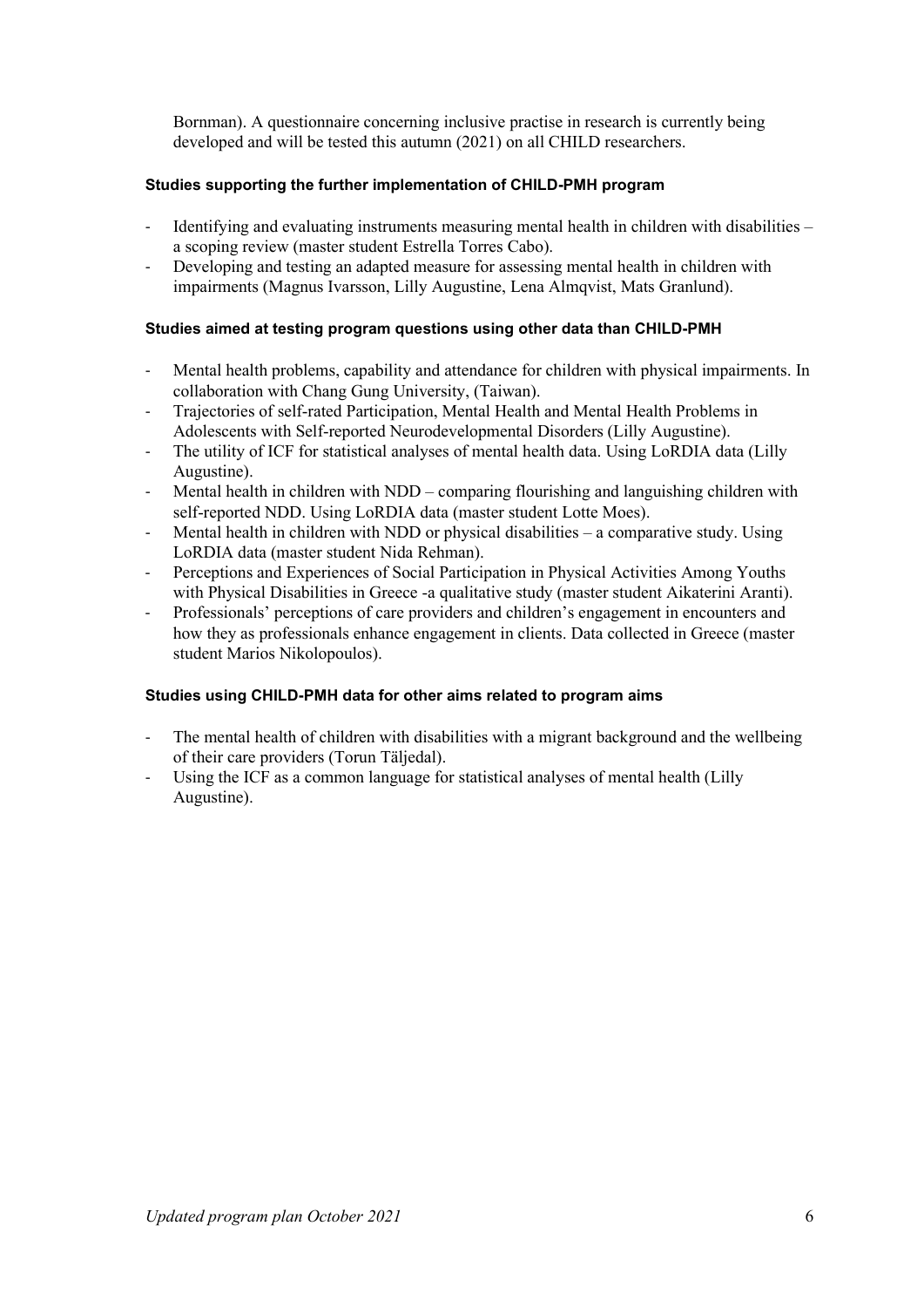Bornman). A questionnaire concerning inclusive practise in research is currently being developed and will be tested this autumn (2021) on all CHILD researchers.

#### Studies supporting the further implementation of CHILD-PMH program

- Identifying and evaluating instruments measuring mental health in children with disabilities – a scoping review (master student Estrella Torres Cabo).
- Developing and testing an adapted measure for assessing mental health in children with impairments (Magnus Ivarsson, Lilly Augustine, Lena Almqvist, Mats Granlund).

#### Studies aimed at testing program questions using other data than CHILD-PMH

- Mental health problems, capability and attendance for children with physical impairments. In collaboration with Chang Gung University, (Taiwan).
- Trajectories of self-rated Participation, Mental Health and Mental Health Problems in Adolescents with Self-reported Neurodevelopmental Disorders (Lilly Augustine).
- The utility of ICF for statistical analyses of mental health data. Using LoRDIA data (Lilly Augustine).
- Mental health in children with NDD – comparing flourishing and languishing children with self-reported NDD. Using LoRDIA data (master student Lotte Moes).
- Mental health in children with NDD or physical disabilities – a comparative study. Using LoRDIA data (master student Nida Rehman).
- Perceptions and Experiences of Social Participation in Physical Activities Among Youths with Physical Disabilities in Greece -a qualitative study (master student Aikaterini Aranti).
- Professionals' perceptions of care providers and children's engagement in encounters and how they as professionals enhance engagement in clients. Data collected in Greece (master student Marios Nikolopoulos).

#### Studies using CHILD-PMH data for other aims related to program aims

- The mental health of children with disabilities with a migrant background and the wellbeing of their care providers (Torun Täljedal).
- Using the ICF as a common language for statistical analyses of mental health (Lilly Augustine).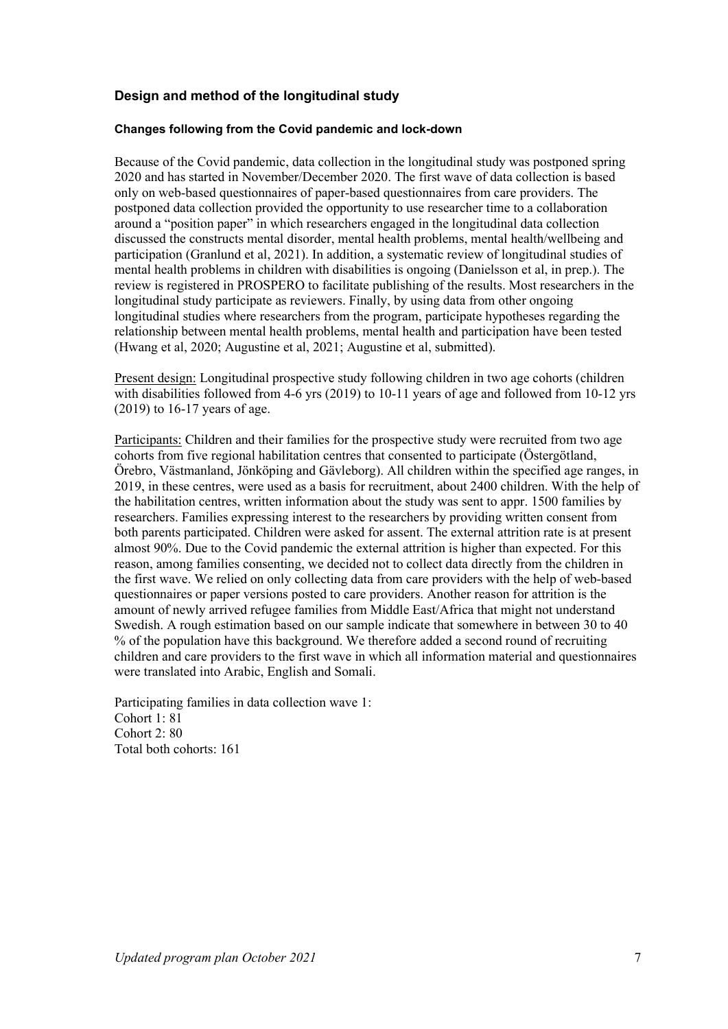## Design and method of the longitudinal study

### Changes following from the Covid pandemic and lock-down

Because of the Covid pandemic, data collection in the longitudinal study was postponed spring 2020 and has started in November/December 2020. The first wave of data collection is based only on web-based questionnaires of paper-based questionnaires from care providers. The postponed data collection provided the opportunity to use researcher time to a collaboration around a "position paper" in which researchers engaged in the longitudinal data collection discussed the constructs mental disorder, mental health problems, mental health/wellbeing and participation (Granlund et al, 2021). In addition, a systematic review of longitudinal studies of mental health problems in children with disabilities is ongoing (Danielsson et al, in prep.). The review is registered in PROSPERO to facilitate publishing of the results. Most researchers in the longitudinal study participate as reviewers. Finally, by using data from other ongoing longitudinal studies where researchers from the program, participate hypotheses regarding the relationship between mental health problems, mental health and participation have been tested (Hwang et al, 2020; Augustine et al, 2021; Augustine et al, submitted).

Present design: Longitudinal prospective study following children in two age cohorts (children with disabilities followed from 4-6 yrs (2019) to 10-11 years of age and followed from 10-12 yrs (2019) to 16-17 years of age.

Participants: Children and their families for the prospective study were recruited from two age cohorts from five regional habilitation centres that consented to participate (Östergötland, Örebro, Västmanland, Jönköping and Gävleborg). All children within the specified age ranges, in 2019, in these centres, were used as a basis for recruitment, about 2400 children. With the help of the habilitation centres, written information about the study was sent to appr. 1500 families by researchers. Families expressing interest to the researchers by providing written consent from both parents participated. Children were asked for assent. The external attrition rate is at present almost 90%. Due to the Covid pandemic the external attrition is higher than expected. For this reason, among families consenting, we decided not to collect data directly from the children in the first wave. We relied on only collecting data from care providers with the help of web-based questionnaires or paper versions posted to care providers. Another reason for attrition is the amount of newly arrived refugee families from Middle East/Africa that might not understand Swedish. A rough estimation based on our sample indicate that somewhere in between 30 to 40 % of the population have this background. We therefore added a second round of recruiting children and care providers to the first wave in which all information material and questionnaires were translated into Arabic, English and Somali.

Participating families in data collection wave 1:
Cohort 1: 81
Cohort 2: 80
Total both cohorts: 161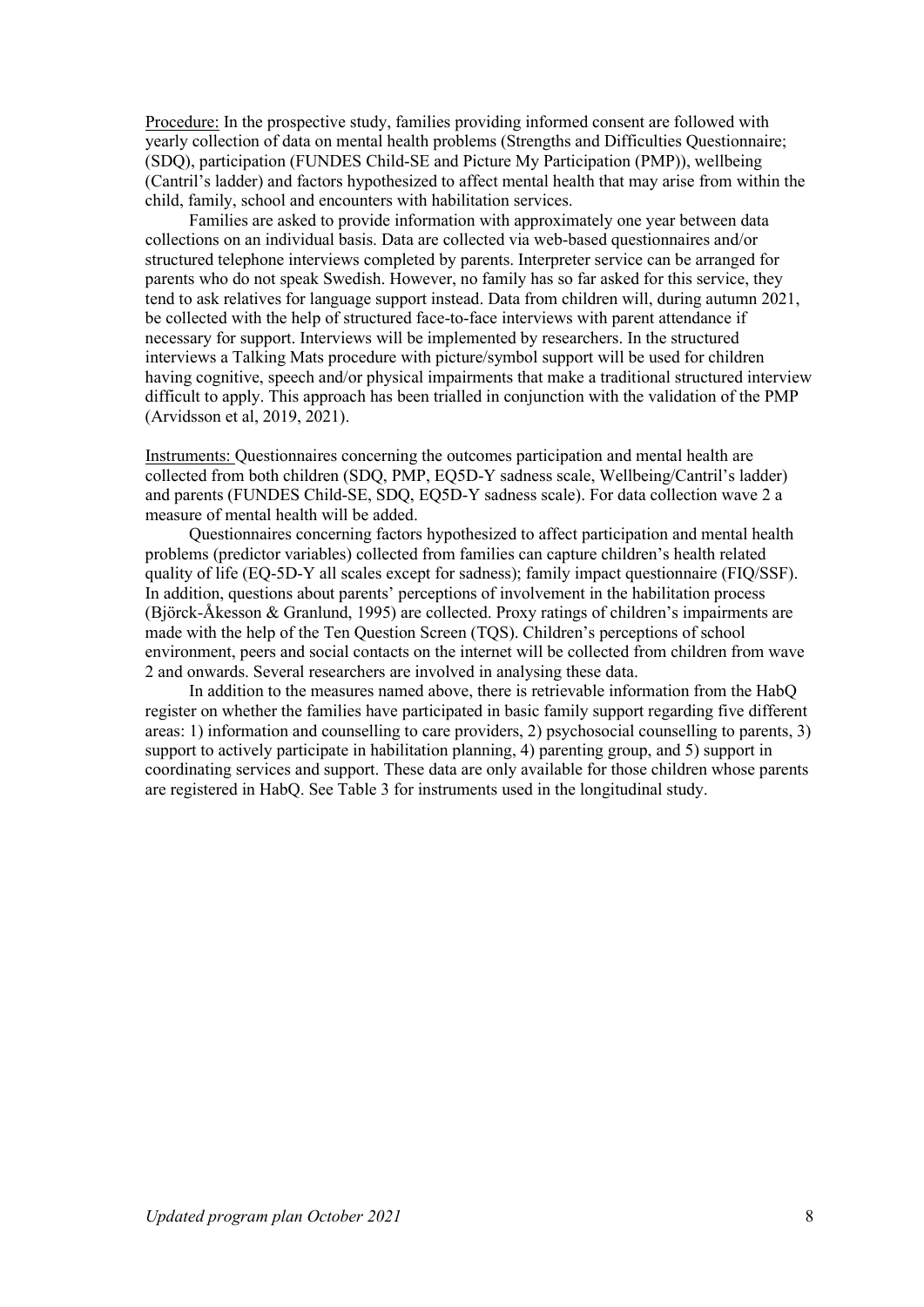Procedure: In the prospective study, families providing informed consent are followed with yearly collection of data on mental health problems (Strengths and Difficulties Questionnaire; (SDQ), participation (FUNDES Child-SE and Picture My Participation (PMP)), wellbeing (Cantril's ladder) and factors hypothesized to affect mental health that may arise from within the child, family, school and encounters with habilitation services.

Families are asked to provide information with approximately one year between data collections on an individual basis. Data are collected via web-based questionnaires and/or structured telephone interviews completed by parents. Interpreter service can be arranged for parents who do not speak Swedish. However, no family has so far asked for this service, they tend to ask relatives for language support instead. Data from children will, during autumn 2021, be collected with the help of structured face-to-face interviews with parent attendance if necessary for support. Interviews will be implemented by researchers. In the structured interviews a Talking Mats procedure with picture/symbol support will be used for children having cognitive, speech and/or physical impairments that make a traditional structured interview difficult to apply. This approach has been trialled in conjunction with the validation of the PMP (Arvidsson et al, 2019, 2021).

Instruments: Questionnaires concerning the outcomes participation and mental health are collected from both children (SDQ, PMP, EQ5D-Y sadness scale, Wellbeing/Cantril's ladder) and parents (FUNDES Child-SE, SDQ, EQ5D-Y sadness scale). For data collection wave 2 a measure of mental health will be added.

Questionnaires concerning factors hypothesized to affect participation and mental health problems (predictor variables) collected from families can capture children's health related quality of life (EQ-5D-Y all scales except for sadness); family impact questionnaire (FIQ/SSF). In addition, questions about parents' perceptions of involvement in the habilitation process (Björck-Åkesson & Granlund, 1995) are collected. Proxy ratings of children's impairments are made with the help of the Ten Question Screen (TQS). Children's perceptions of school environment, peers and social contacts on the internet will be collected from children from wave 2 and onwards. Several researchers are involved in analysing these data.

In addition to the measures named above, there is retrievable information from the HabQ register on whether the families have participated in basic family support regarding five different areas: 1) information and counselling to care providers, 2) psychosocial counselling to parents, 3) support to actively participate in habilitation planning, 4) parenting group, and 5) support in coordinating services and support. These data are only available for those children whose parents are registered in HabQ. See Table 3 for instruments used in the longitudinal study.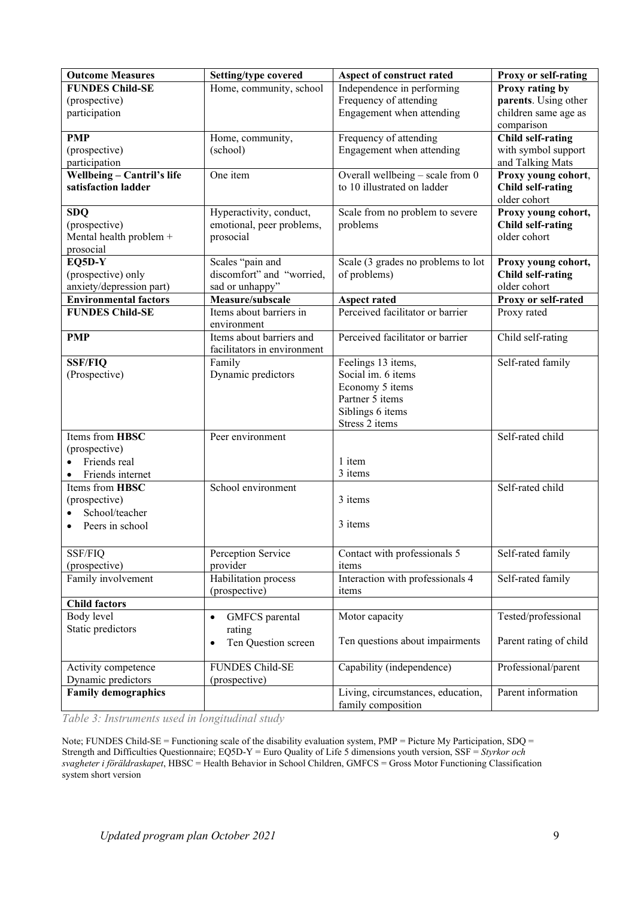| **Outcome Measures** | **Setting/type covered** | **Aspect of construct rated** | **Proxy or self-rating** |
|---|---|---|---|
| **FUNDES Child-SE** (prospective) participation | Home, community, school | Independence in performing<br>Frequency of attending<br>Engagement when attending | **Proxy rating by parents**. Using other children same age as comparison |
| **PMP** (prospective) participation | Home, community, (school) | Frequency of attending<br>Engagement when attending | **Child self-rating** with symbol support and Talking Mats |
| **Wellbeing – Cantril's life satisfaction ladder** | One item | Overall wellbeing – scale from 0 to 10 illustrated on ladder | **Proxy young cohort**, **Child self-rating** older cohort |
| **SDQ** (prospective) Mental health problem + prosocial | Hyperactivity, conduct, emotional, peer problems, prosocial | Scale from no problem to severe problems | **Proxy young cohort, Child self-rating** older cohort |
| **EQ5D-Y** (prospective) only anxiety/depression part) | Scales "pain and discomfort" and "worried, sad or unhappy" | Scale (3 grades no problems to lot of problems) | **Proxy young cohort, Child self-rating** older cohort |
| **Environmental factors** | **Measure/subscale** | **Aspect rated** | **Proxy or self-rated** |
| **FUNDES Child-SE** | Items about barriers in environment | Perceived facilitator or barrier | Proxy rated |
| **PMP** | Items about barriers and facilitators in environment | Perceived facilitator or barrier | Child self-rating |
| **SSF/FIQ** (Prospective) | Family<br>Dynamic predictors | Feelings 13 items,<br>Social im. 6 items<br>Economy 5 items<br>Partner 5 items<br>Siblings 6 items<br>Stress 2 items | Self-rated family |
| Items from **HBSC** (prospective)<br>• Friends real<br>• Friends internet | Peer environment | 1 item<br>3 items | Self-rated child |
| Items from **HBSC** (prospective)<br>• School/teacher<br>• Peers in school | School environment | 3 items<br>3 items | Self-rated child |
| SSF/FIQ (prospective) | Perception Service provider | Contact with professionals 5 items | Self-rated family |
| Family involvement | Habilitation process (prospective) | Interaction with professionals 4 items | Self-rated family |
| **Child factors** | | | |
| Body level<br>Static predictors | • GMFCS parental rating<br>• Ten Question screen | Motor capacity<br>Ten questions about impairments | Tested/professional<br>Parent rating of child |
| Activity competence<br>Dynamic predictors | FUNDES Child-SE (prospective) | Capability (independence) | Professional/parent |
| **Family demographics** | | Living, circumstances, education, family composition | Parent information |

*Table 3: Instruments used in longitudinal study*

Note; FUNDES Child-SE = Functioning scale of the disability evaluation system, PMP = Picture My Participation, SDQ = Strength and Difficulties Questionnaire; EQ5D-Y = Euro Quality of Life 5 dimensions youth version, SSF = *Styrkor och svagheter i föräldraskapet*, HBSC = Health Behavior in School Children, GMFCS = Gross Motor Functioning Classification system short version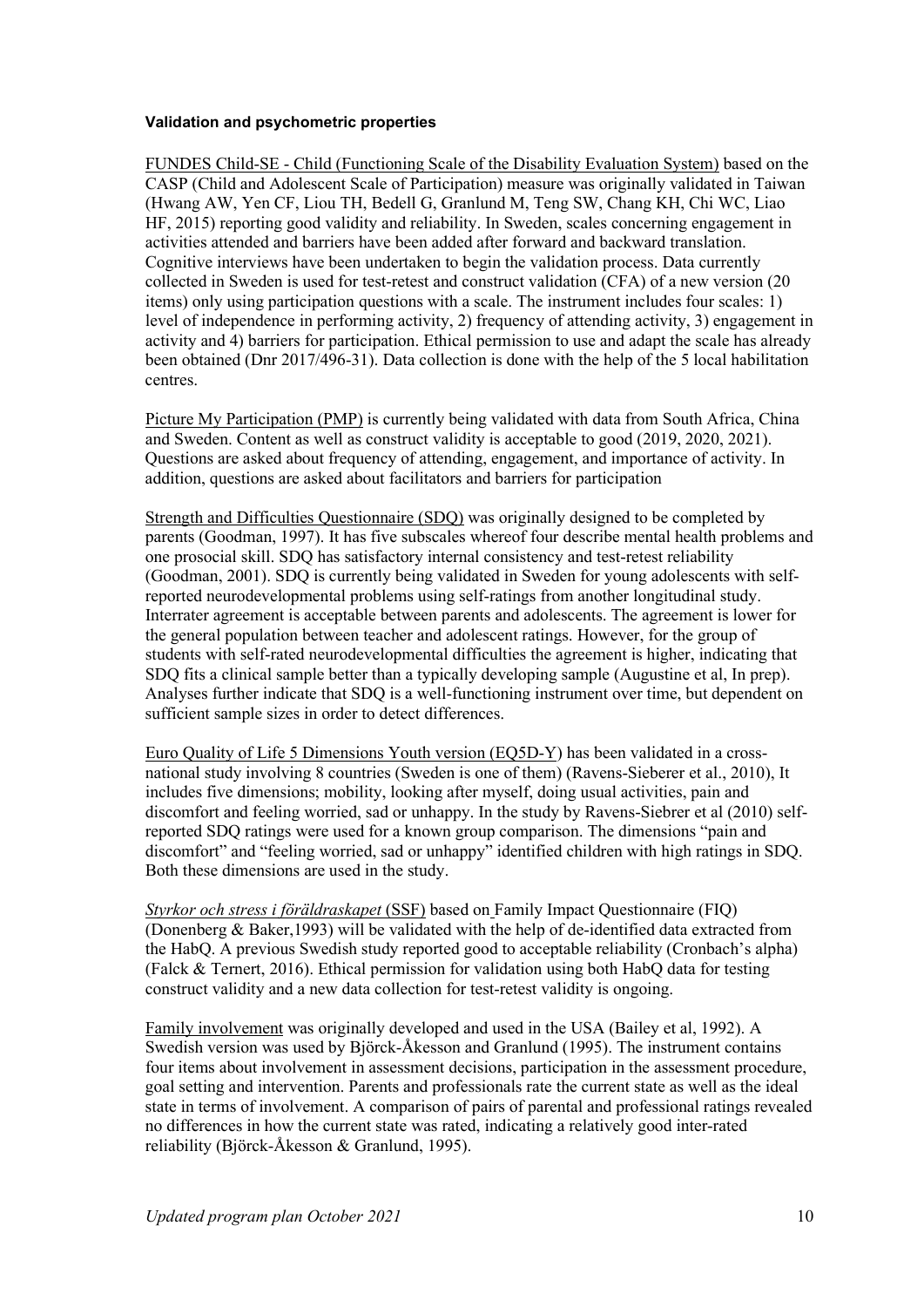**Validation and psychometric properties**

FUNDES Child-SE - Child (Functioning Scale of the Disability Evaluation System) based on the CASP (Child and Adolescent Scale of Participation) measure was originally validated in Taiwan (Hwang AW, Yen CF, Liou TH, Bedell G, Granlund M, Teng SW, Chang KH, Chi WC, Liao HF, 2015) reporting good validity and reliability. In Sweden, scales concerning engagement in activities attended and barriers have been added after forward and backward translation. Cognitive interviews have been undertaken to begin the validation process. Data currently collected in Sweden is used for test-retest and construct validation (CFA) of a new version (20 items) only using participation questions with a scale. The instrument includes four scales: 1) level of independence in performing activity, 2) frequency of attending activity, 3) engagement in activity and 4) barriers for participation. Ethical permission to use and adapt the scale has already been obtained (Dnr 2017/496-31). Data collection is done with the help of the 5 local habilitation centres.

Picture My Participation (PMP) is currently being validated with data from South Africa, China and Sweden. Content as well as construct validity is acceptable to good (2019, 2020, 2021). Questions are asked about frequency of attending, engagement, and importance of activity. In addition, questions are asked about facilitators and barriers for participation

Strength and Difficulties Questionnaire (SDQ) was originally designed to be completed by parents (Goodman, 1997). It has five subscales whereof four describe mental health problems and one prosocial skill. SDQ has satisfactory internal consistency and test-retest reliability (Goodman, 2001). SDQ is currently being validated in Sweden for young adolescents with self-reported neurodevelopmental problems using self-ratings from another longitudinal study. Interrater agreement is acceptable between parents and adolescents. The agreement is lower for the general population between teacher and adolescent ratings. However, for the group of students with self-rated neurodevelopmental difficulties the agreement is higher, indicating that SDQ fits a clinical sample better than a typically developing sample (Augustine et al, In prep). Analyses further indicate that SDQ is a well-functioning instrument over time, but dependent on sufficient sample sizes in order to detect differences.

Euro Quality of Life 5 Dimensions Youth version (EQ5D-Y) has been validated in a cross-national study involving 8 countries (Sweden is one of them) (Ravens-Sieberer et al., 2010), It includes five dimensions; mobility, looking after myself, doing usual activities, pain and discomfort and feeling worried, sad or unhappy. In the study by Ravens-Siebrer et al (2010) self-reported SDQ ratings were used for a known group comparison. The dimensions "pain and discomfort" and "feeling worried, sad or unhappy" identified children with high ratings in SDQ. Both these dimensions are used in the study.

*Styrkor och stress i föräldraskapet* (SSF) based on Family Impact Questionnaire (FIQ) (Donenberg & Baker,1993) will be validated with the help of de-identified data extracted from the HabQ. A previous Swedish study reported good to acceptable reliability (Cronbach's alpha) (Falck & Ternert, 2016). Ethical permission for validation using both HabQ data for testing construct validity and a new data collection for test-retest validity is ongoing.

Family involvement was originally developed and used in the USA (Bailey et al, 1992). A Swedish version was used by Björck-Åkesson and Granlund (1995). The instrument contains four items about involvement in assessment decisions, participation in the assessment procedure, goal setting and intervention. Parents and professionals rate the current state as well as the ideal state in terms of involvement. A comparison of pairs of parental and professional ratings revealed no differences in how the current state was rated, indicating a relatively good inter-rated reliability (Björck-Åkesson & Granlund, 1995).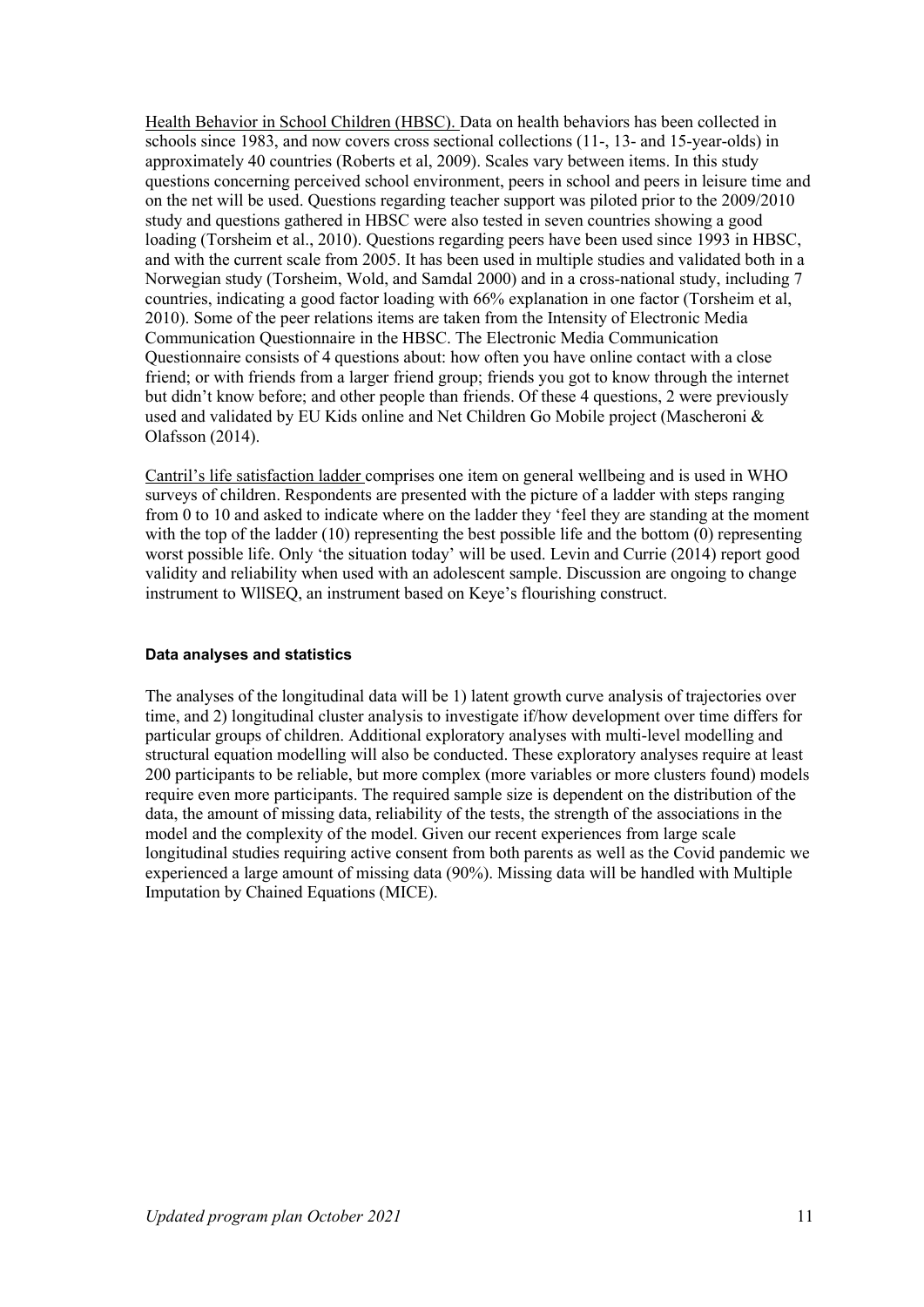Health Behavior in School Children (HBSC). Data on health behaviors has been collected in schools since 1983, and now covers cross sectional collections (11-, 13- and 15-year-olds) in approximately 40 countries (Roberts et al, 2009). Scales vary between items. In this study questions concerning perceived school environment, peers in school and peers in leisure time and on the net will be used. Questions regarding teacher support was piloted prior to the 2009/2010 study and questions gathered in HBSC were also tested in seven countries showing a good loading (Torsheim et al., 2010). Questions regarding peers have been used since 1993 in HBSC, and with the current scale from 2005. It has been used in multiple studies and validated both in a Norwegian study (Torsheim, Wold, and Samdal 2000) and in a cross-national study, including 7 countries, indicating a good factor loading with 66% explanation in one factor (Torsheim et al, 2010). Some of the peer relations items are taken from the Intensity of Electronic Media Communication Questionnaire in the HBSC. The Electronic Media Communication Questionnaire consists of 4 questions about: how often you have online contact with a close friend; or with friends from a larger friend group; friends you got to know through the internet but didn't know before; and other people than friends. Of these 4 questions, 2 were previously used and validated by EU Kids online and Net Children Go Mobile project (Mascheroni & Olafsson (2014).

Cantril's life satisfaction ladder comprises one item on general wellbeing and is used in WHO surveys of children. Respondents are presented with the picture of a ladder with steps ranging from 0 to 10 and asked to indicate where on the ladder they 'feel they are standing at the moment with the top of the ladder (10) representing the best possible life and the bottom (0) representing worst possible life. Only 'the situation today' will be used. Levin and Currie (2014) report good validity and reliability when used with an adolescent sample. Discussion are ongoing to change instrument to WllSEQ, an instrument based on Keye's flourishing construct.

#### Data analyses and statistics

The analyses of the longitudinal data will be 1) latent growth curve analysis of trajectories over time, and 2) longitudinal cluster analysis to investigate if/how development over time differs for particular groups of children. Additional exploratory analyses with multi-level modelling and structural equation modelling will also be conducted. These exploratory analyses require at least 200 participants to be reliable, but more complex (more variables or more clusters found) models require even more participants. The required sample size is dependent on the distribution of the data, the amount of missing data, reliability of the tests, the strength of the associations in the model and the complexity of the model. Given our recent experiences from large scale longitudinal studies requiring active consent from both parents as well as the Covid pandemic we experienced a large amount of missing data (90%). Missing data will be handled with Multiple Imputation by Chained Equations (MICE).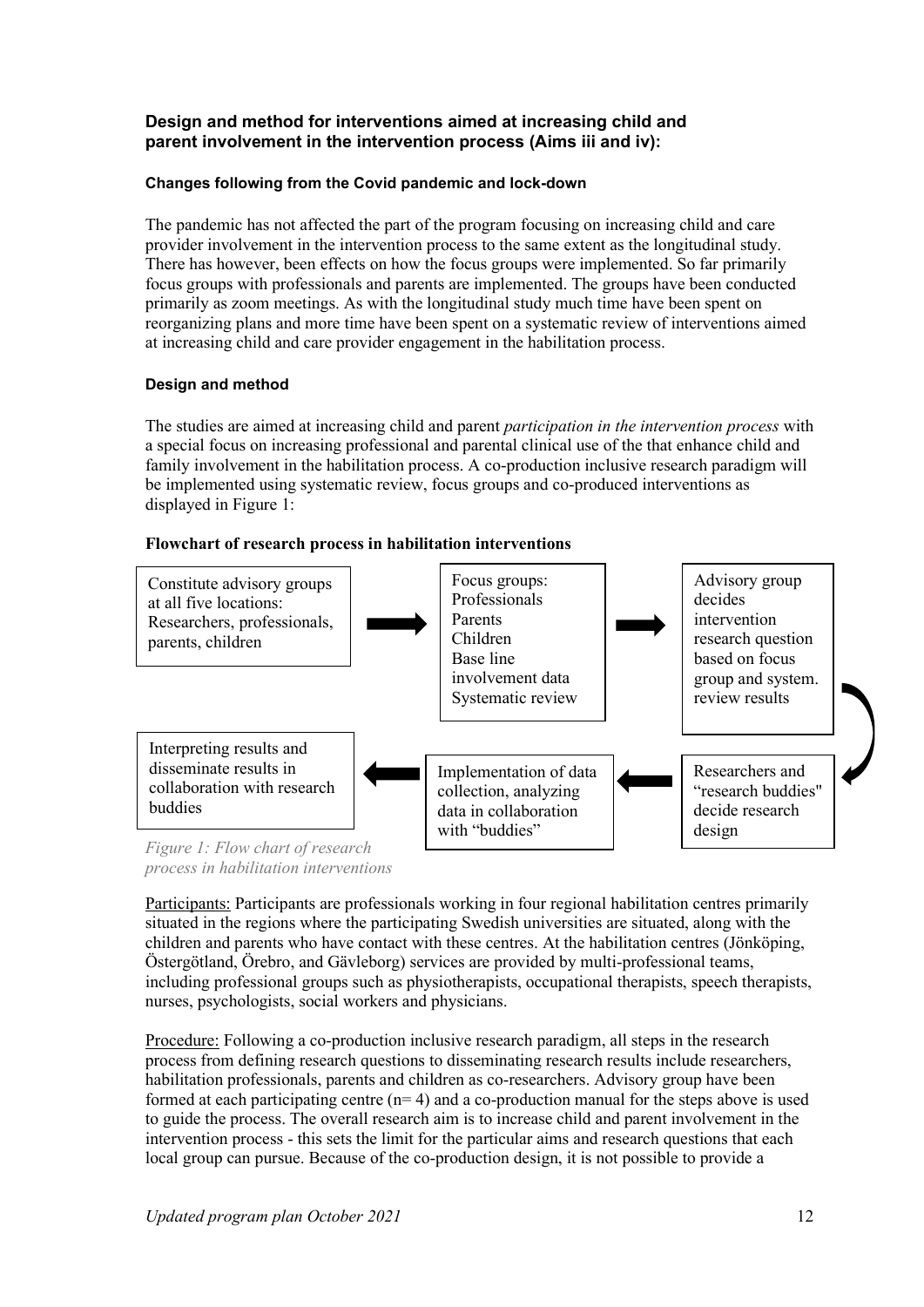### Design and method for interventions aimed at increasing child and parent involvement in the intervention process (Aims iii and iv):

#### Changes following from the Covid pandemic and lock-down

The pandemic has not affected the part of the program focusing on increasing child and care provider involvement in the intervention process to the same extent as the longitudinal study. There has however, been effects on how the focus groups were implemented. So far primarily focus groups with professionals and parents are implemented. The groups have been conducted primarily as zoom meetings. As with the longitudinal study much time have been spent on reorganizing plans and more time have been spent on a systematic review of interventions aimed at increasing child and care provider engagement in the habilitation process.

#### Design and method

The studies are aimed at increasing child and parent *participation in the intervention process* with a special focus on increasing professional and parental clinical use of the that enhance child and family involvement in the habilitation process. A co-production inclusive research paradigm will be implemented using systematic review, focus groups and co-produced interventions as displayed in Figure 1:

**Flowchart of research process in habilitation interventions**

Constitute advisory groups at all five locations: Researchers, professionals, parents, children

Focus groups: Professionals Parents Children Base line involvement data Systematic review

Advisory group decides intervention research question based on focus group and system. review results

Researchers and "research buddies" decide research design

Implementation of data collection, analyzing data in collaboration with "buddies"

Interpreting results and disseminate results in collaboration with research buddies

*Figure 1: Flow chart of research process in habilitation interventions*

Participants: Participants are professionals working in four regional habilitation centres primarily situated in the regions where the participating Swedish universities are situated, along with the children and parents who have contact with these centres. At the habilitation centres (Jönköping, Östergötland, Örebro, and Gävleborg) services are provided by multi-professional teams, including professional groups such as physiotherapists, occupational therapists, speech therapists, nurses, psychologists, social workers and physicians.

Procedure: Following a co-production inclusive research paradigm, all steps in the research process from defining research questions to disseminating research results include researchers, habilitation professionals, parents and children as co-researchers. Advisory group have been formed at each participating centre (n= 4) and a co-production manual for the steps above is used to guide the process. The overall research aim is to increase child and parent involvement in the intervention process - this sets the limit for the particular aims and research questions that each local group can pursue. Because of the co-production design, it is not possible to provide a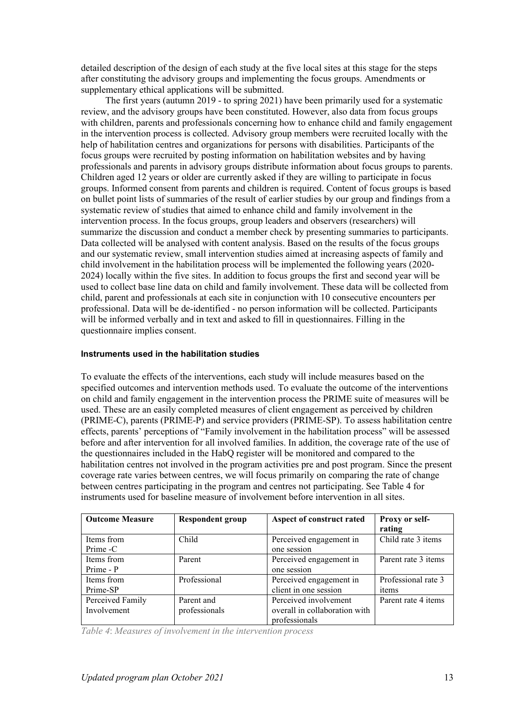detailed description of the design of each study at the five local sites at this stage for the steps after constituting the advisory groups and implementing the focus groups. Amendments or supplementary ethical applications will be submitted.

The first years (autumn 2019 - to spring 2021) have been primarily used for a systematic review, and the advisory groups have been constituted. However, also data from focus groups with children, parents and professionals concerning how to enhance child and family engagement in the intervention process is collected. Advisory group members were recruited locally with the help of habilitation centres and organizations for persons with disabilities. Participants of the focus groups were recruited by posting information on habilitation websites and by having professionals and parents in advisory groups distribute information about focus groups to parents. Children aged 12 years or older are currently asked if they are willing to participate in focus groups. Informed consent from parents and children is required. Content of focus groups is based on bullet point lists of summaries of the result of earlier studies by our group and findings from a systematic review of studies that aimed to enhance child and family involvement in the intervention process. In the focus groups, group leaders and observers (researchers) will summarize the discussion and conduct a member check by presenting summaries to participants. Data collected will be analysed with content analysis. Based on the results of the focus groups and our systematic review, small intervention studies aimed at increasing aspects of family and child involvement in the habilitation process will be implemented the following years (2020-2024) locally within the five sites. In addition to focus groups the first and second year will be used to collect base line data on child and family involvement. These data will be collected from child, parent and professionals at each site in conjunction with 10 consecutive encounters per professional. Data will be de-identified - no person information will be collected. Participants will be informed verbally and in text and asked to fill in questionnaires. Filling in the questionnaire implies consent.

#### Instruments used in the habilitation studies

To evaluate the effects of the interventions, each study will include measures based on the specified outcomes and intervention methods used. To evaluate the outcome of the interventions on child and family engagement in the intervention process the PRIME suite of measures will be used. These are an easily completed measures of client engagement as perceived by children (PRIME-C), parents (PRIME-P) and service providers (PRIME-SP). To assess habilitation centre effects, parents' perceptions of "Family involvement in the habilitation process" will be assessed before and after intervention for all involved families. In addition, the coverage rate of the use of the questionnaires included in the HabQ register will be monitored and compared to the habilitation centres not involved in the program activities pre and post program. Since the present coverage rate varies between centres, we will focus primarily on comparing the rate of change between centres participating in the program and centres not participating. See Table 4 for instruments used for baseline measure of involvement before intervention in all sites.

| Outcome Measure | Respondent group | Aspect of construct rated | Proxy or self-rating |
|---|---|---|---|
| Items from Prime -C | Child | Perceived engagement in one session | Child rate 3 items |
| Items from Prime - P | Parent | Perceived engagement in one session | Parent rate 3 items |
| Items from Prime-SP | Professional | Perceived engagement in client in one session | Professional rate 3 items |
| Perceived Family Involvement | Parent and professionals | Perceived involvement overall in collaboration with professionals | Parent rate 4 items |

*Table 4: Measures of involvement in the intervention process*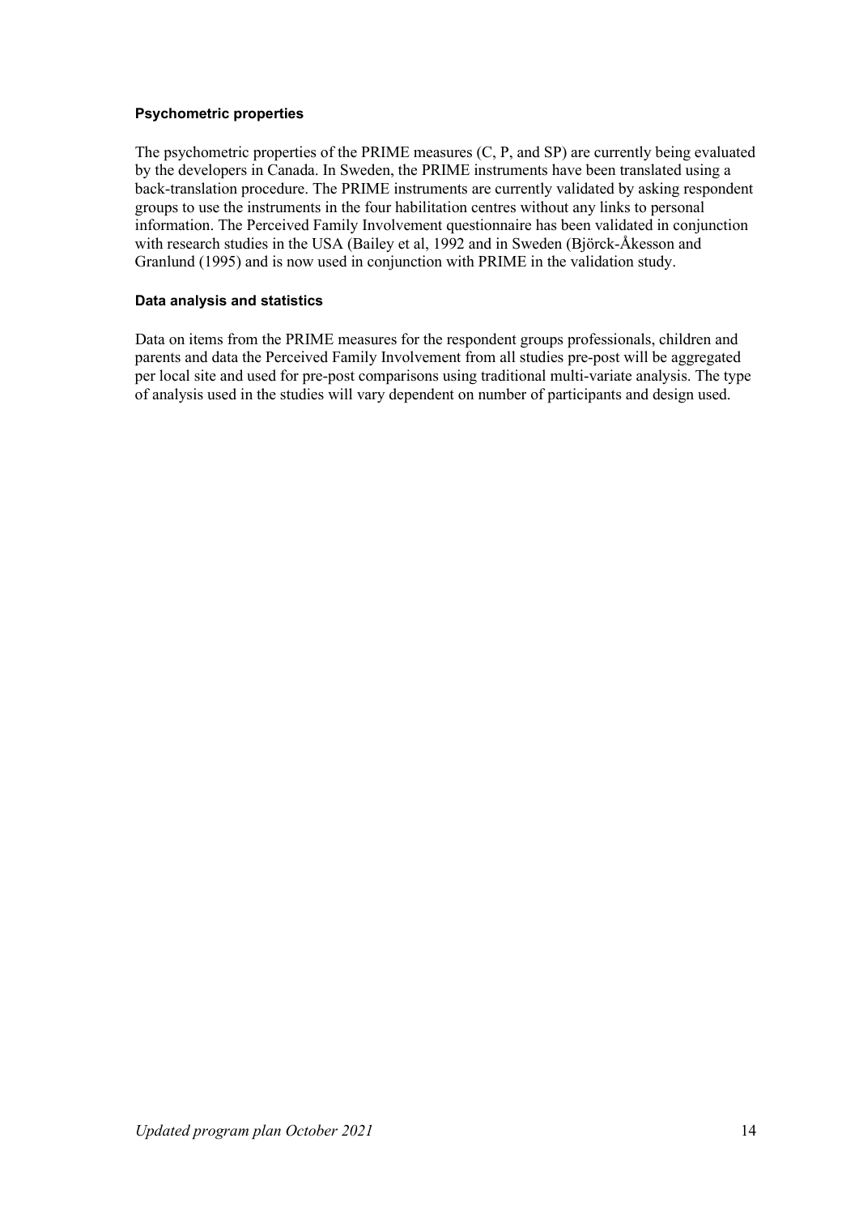#### Psychometric properties

The psychometric properties of the PRIME measures (C, P, and SP) are currently being evaluated by the developers in Canada. In Sweden, the PRIME instruments have been translated using a back-translation procedure. The PRIME instruments are currently validated by asking respondent groups to use the instruments in the four habilitation centres without any links to personal information. The Perceived Family Involvement questionnaire has been validated in conjunction with research studies in the USA (Bailey et al, 1992 and in Sweden (Björck-Åkesson and Granlund (1995) and is now used in conjunction with PRIME in the validation study.

#### Data analysis and statistics

Data on items from the PRIME measures for the respondent groups professionals, children and parents and data the Perceived Family Involvement from all studies pre-post will be aggregated per local site and used for pre-post comparisons using traditional multi-variate analysis. The type of analysis used in the studies will vary dependent on number of participants and design used.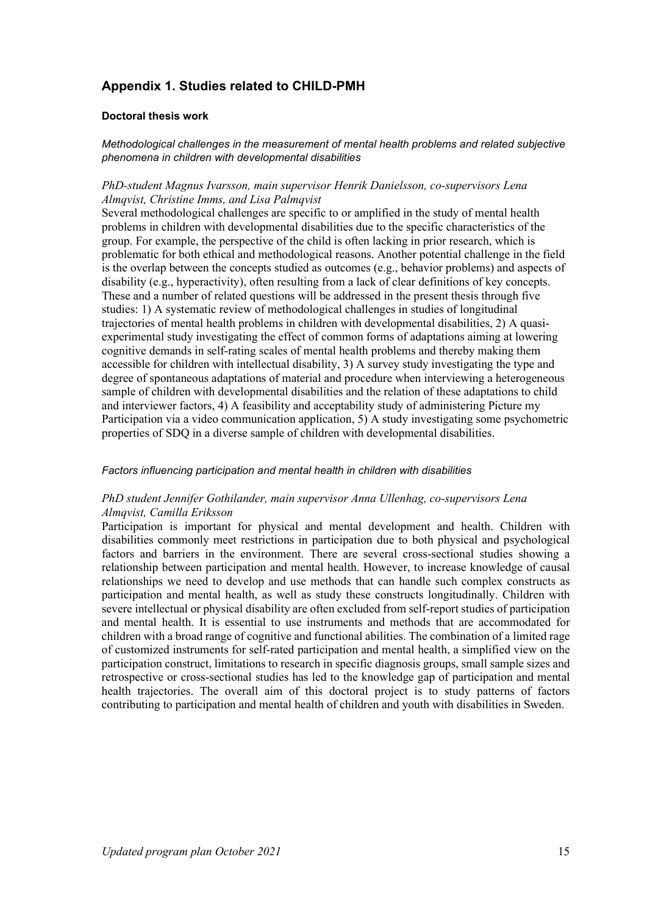## Appendix 1. Studies related to CHILD-PMH

### Doctoral thesis work

*Methodological challenges in the measurement of mental health problems and related subjective phenomena in children with developmental disabilities*

*PhD-student Magnus Ivarsson, main supervisor Henrik Danielsson, co-supervisors Lena Almqvist, Christine Imms, and Lisa Palmqvist*

Several methodological challenges are specific to or amplified in the study of mental health problems in children with developmental disabilities due to the specific characteristics of the group. For example, the perspective of the child is often lacking in prior research, which is problematic for both ethical and methodological reasons. Another potential challenge in the field is the overlap between the concepts studied as outcomes (e.g., behavior problems) and aspects of disability (e.g., hyperactivity), often resulting from a lack of clear definitions of key concepts. These and a number of related questions will be addressed in the present thesis through five studies: 1) A systematic review of methodological challenges in studies of longitudinal trajectories of mental health problems in children with developmental disabilities, 2) A quasi-experimental study investigating the effect of common forms of adaptations aiming at lowering cognitive demands in self-rating scales of mental health problems and thereby making them accessible for children with intellectual disability, 3) A survey study investigating the type and degree of spontaneous adaptations of material and procedure when interviewing a heterogeneous sample of children with developmental disabilities and the relation of these adaptations to child and interviewer factors, 4) A feasibility and acceptability study of administering Picture my Participation via a video communication application, 5) A study investigating some psychometric properties of SDQ in a diverse sample of children with developmental disabilities.

*Factors influencing participation and mental health in children with disabilities*

*PhD student Jennifer Gothilander, main supervisor Anna Ullenhag, co-supervisors Lena Almqvist, Camilla Eriksson*

Participation is important for physical and mental development and health. Children with disabilities commonly meet restrictions in participation due to both physical and psychological factors and barriers in the environment. There are several cross-sectional studies showing a relationship between participation and mental health. However, to increase knowledge of causal relationships we need to develop and use methods that can handle such complex constructs as participation and mental health, as well as study these constructs longitudinally. Children with severe intellectual or physical disability are often excluded from self-report studies of participation and mental health. It is essential to use instruments and methods that are accommodated for children with a broad range of cognitive and functional abilities. The combination of a limited rage of customized instruments for self-rated participation and mental health, a simplified view on the participation construct, limitations to research in specific diagnosis groups, small sample sizes and retrospective or cross-sectional studies has led to the knowledge gap of participation and mental health trajectories. The overall aim of this doctoral project is to study patterns of factors contributing to participation and mental health of children and youth with disabilities in Sweden.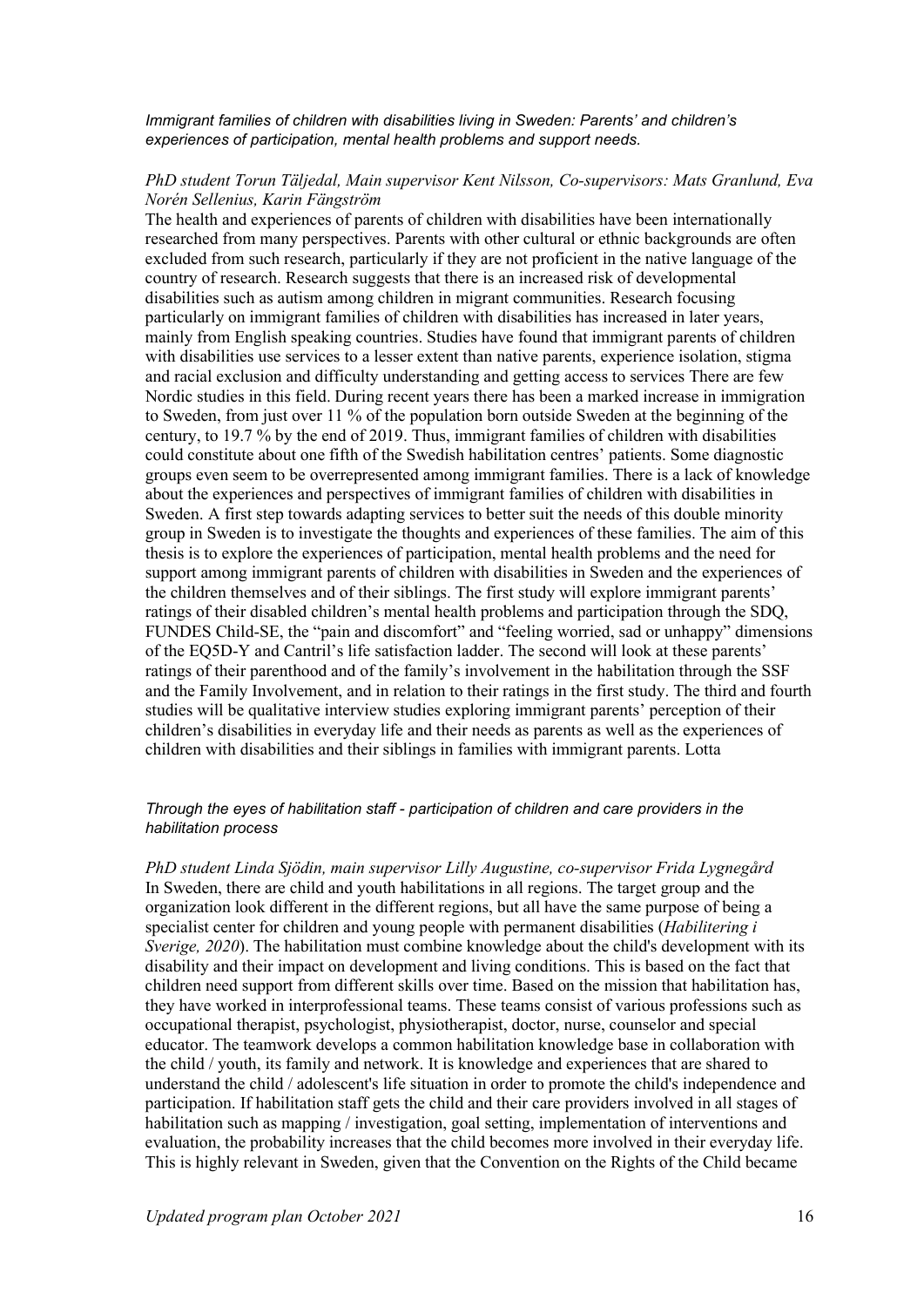*Immigrant families of children with disabilities living in Sweden: Parents' and children's experiences of participation, mental health problems and support needs.*

*PhD student Torun Täljedal, Main supervisor Kent Nilsson, Co-supervisors: Mats Granlund, Eva Norén Sellenius, Karin Fängström*

The health and experiences of parents of children with disabilities have been internationally researched from many perspectives. Parents with other cultural or ethnic backgrounds are often excluded from such research, particularly if they are not proficient in the native language of the country of research. Research suggests that there is an increased risk of developmental disabilities such as autism among children in migrant communities. Research focusing particularly on immigrant families of children with disabilities has increased in later years, mainly from English speaking countries. Studies have found that immigrant parents of children with disabilities use services to a lesser extent than native parents, experience isolation, stigma and racial exclusion and difficulty understanding and getting access to services There are few Nordic studies in this field. During recent years there has been a marked increase in immigration to Sweden, from just over 11 % of the population born outside Sweden at the beginning of the century, to 19.7 % by the end of 2019. Thus, immigrant families of children with disabilities could constitute about one fifth of the Swedish habilitation centres' patients. Some diagnostic groups even seem to be overrepresented among immigrant families. There is a lack of knowledge about the experiences and perspectives of immigrant families of children with disabilities in Sweden. A first step towards adapting services to better suit the needs of this double minority group in Sweden is to investigate the thoughts and experiences of these families. The aim of this thesis is to explore the experiences of participation, mental health problems and the need for support among immigrant parents of children with disabilities in Sweden and the experiences of the children themselves and of their siblings. The first study will explore immigrant parents' ratings of their disabled children's mental health problems and participation through the SDQ, FUNDES Child-SE, the "pain and discomfort" and "feeling worried, sad or unhappy" dimensions of the EQ5D-Y and Cantril's life satisfaction ladder. The second will look at these parents' ratings of their parenthood and of the family's involvement in the habilitation through the SSF and the Family Involvement, and in relation to their ratings in the first study. The third and fourth studies will be qualitative interview studies exploring immigrant parents' perception of their children's disabilities in everyday life and their needs as parents as well as the experiences of children with disabilities and their siblings in families with immigrant parents. Lotta

*Through the eyes of habilitation staff - participation of children and care providers in the habilitation process*

*PhD student Linda Sjödin, main supervisor Lilly Augustine, co-supervisor Frida Lygnegård*

In Sweden, there are child and youth habilitations in all regions. The target group and the organization look different in the different regions, but all have the same purpose of being a specialist center for children and young people with permanent disabilities (*Habilitering i Sverige, 2020*). The habilitation must combine knowledge about the child's development with its disability and their impact on development and living conditions. This is based on the fact that children need support from different skills over time. Based on the mission that habilitation has, they have worked in interprofessional teams. These teams consist of various professions such as occupational therapist, psychologist, physiotherapist, doctor, nurse, counselor and special educator. The teamwork develops a common habilitation knowledge base in collaboration with the child / youth, its family and network. It is knowledge and experiences that are shared to understand the child / adolescent's life situation in order to promote the child's independence and participation. If habilitation staff gets the child and their care providers involved in all stages of habilitation such as mapping / investigation, goal setting, implementation of interventions and evaluation, the probability increases that the child becomes more involved in their everyday life. This is highly relevant in Sweden, given that the Convention on the Rights of the Child became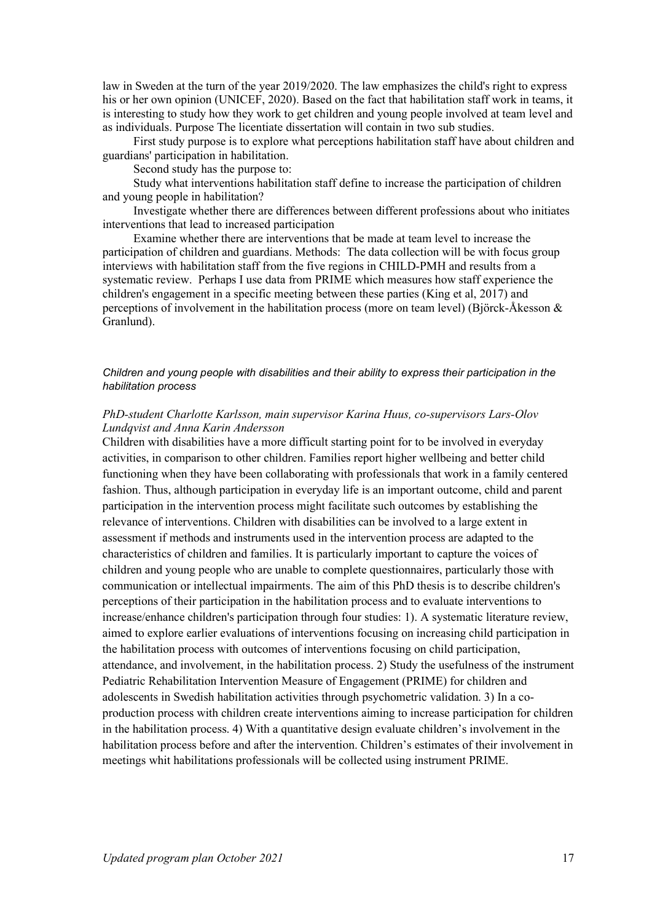law in Sweden at the turn of the year 2019/2020. The law emphasizes the child's right to express his or her own opinion (UNICEF, 2020). Based on the fact that habilitation staff work in teams, it is interesting to study how they work to get children and young people involved at team level and as individuals. Purpose The licentiate dissertation will contain in two sub studies.

First study purpose is to explore what perceptions habilitation staff have about children and guardians' participation in habilitation.

Second study has the purpose to:

Study what interventions habilitation staff define to increase the participation of children and young people in habilitation?

Investigate whether there are differences between different professions about who initiates interventions that lead to increased participation

Examine whether there are interventions that be made at team level to increase the participation of children and guardians. Methods: The data collection will be with focus group interviews with habilitation staff from the five regions in CHILD-PMH and results from a systematic review. Perhaps I use data from PRIME which measures how staff experience the children's engagement in a specific meeting between these parties (King et al, 2017) and perceptions of involvement in the habilitation process (more on team level) (Björck-Åkesson & Granlund).

*Children and young people with disabilities and their ability to express their participation in the habilitation process*

*PhD-student Charlotte Karlsson, main supervisor Karina Huus, co-supervisors Lars-Olov Lundqvist and Anna Karin Andersson*

Children with disabilities have a more difficult starting point for to be involved in everyday activities, in comparison to other children. Families report higher wellbeing and better child functioning when they have been collaborating with professionals that work in a family centered fashion. Thus, although participation in everyday life is an important outcome, child and parent participation in the intervention process might facilitate such outcomes by establishing the relevance of interventions. Children with disabilities can be involved to a large extent in assessment if methods and instruments used in the intervention process are adapted to the characteristics of children and families. It is particularly important to capture the voices of children and young people who are unable to complete questionnaires, particularly those with communication or intellectual impairments. The aim of this PhD thesis is to describe children's perceptions of their participation in the habilitation process and to evaluate interventions to increase/enhance children's participation through four studies: 1). A systematic literature review, aimed to explore earlier evaluations of interventions focusing on increasing child participation in the habilitation process with outcomes of interventions focusing on child participation, attendance, and involvement, in the habilitation process. 2) Study the usefulness of the instrument Pediatric Rehabilitation Intervention Measure of Engagement (PRIME) for children and adolescents in Swedish habilitation activities through psychometric validation. 3) In a co-production process with children create interventions aiming to increase participation for children in the habilitation process. 4) With a quantitative design evaluate children's involvement in the habilitation process before and after the intervention. Children's estimates of their involvement in meetings whit habilitations professionals will be collected using instrument PRIME.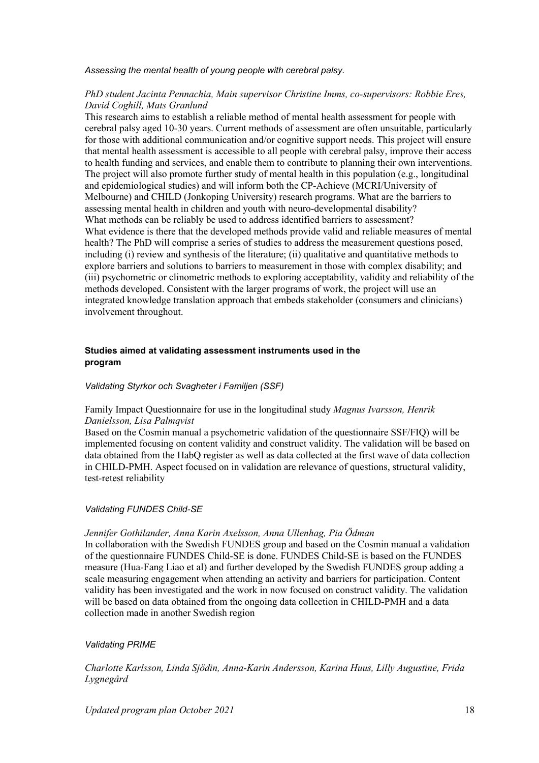*Assessing the mental health of young people with cerebral palsy.*

*PhD student Jacinta Pennachia, Main supervisor Christine Imms, co-supervisors: Robbie Eres, David Coghill, Mats Granlund*

This research aims to establish a reliable method of mental health assessment for people with cerebral palsy aged 10-30 years. Current methods of assessment are often unsuitable, particularly for those with additional communication and/or cognitive support needs. This project will ensure that mental health assessment is accessible to all people with cerebral palsy, improve their access to health funding and services, and enable them to contribute to planning their own interventions. The project will also promote further study of mental health in this population (e.g., longitudinal and epidemiological studies) and will inform both the CP-Achieve (MCRI/University of Melbourne) and CHILD (Jonkoping University) research programs. What are the barriers to assessing mental health in children and youth with neuro-developmental disability? What methods can be reliably be used to address identified barriers to assessment? What evidence is there that the developed methods provide valid and reliable measures of mental health? The PhD will comprise a series of studies to address the measurement questions posed, including (i) review and synthesis of the literature; (ii) qualitative and quantitative methods to explore barriers and solutions to barriers to measurement in those with complex disability; and (iii) psychometric or clinometric methods to exploring acceptability, validity and reliability of the methods developed. Consistent with the larger programs of work, the project will use an integrated knowledge translation approach that embeds stakeholder (consumers and clinicians) involvement throughout.

**Studies aimed at validating assessment instruments used in the program**

*Validating Styrkor och Svagheter i Familjen (SSF)*

Family Impact Questionnaire for use in the longitudinal study *Magnus Ivarsson, Henrik Danielsson, Lisa Palmqvist*

Based on the Cosmin manual a psychometric validation of the questionnaire SSF/FIQ) will be implemented focusing on content validity and construct validity. The validation will be based on data obtained from the HabQ register as well as data collected at the first wave of data collection in CHILD-PMH. Aspect focused on in validation are relevance of questions, structural validity, test-retest reliability

*Validating FUNDES Child-SE*

*Jennifer Gothilander, Anna Karin Axelsson, Anna Ullenhag, Pia Ödman*

In collaboration with the Swedish FUNDES group and based on the Cosmin manual a validation of the questionnaire FUNDES Child-SE is done. FUNDES Child-SE is based on the FUNDES measure (Hua-Fang Liao et al) and further developed by the Swedish FUNDES group adding a scale measuring engagement when attending an activity and barriers for participation. Content validity has been investigated and the work in now focused on construct validity. The validation will be based on data obtained from the ongoing data collection in CHILD-PMH and a data collection made in another Swedish region

*Validating PRIME*

*Charlotte Karlsson, Linda Sjödin, Anna-Karin Andersson, Karina Huus, Lilly Augustine, Frida Lygnegård*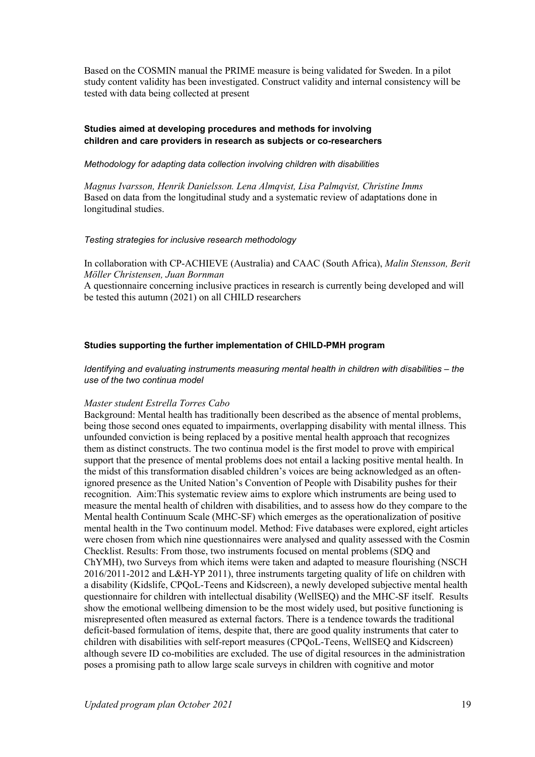Based on the COSMIN manual the PRIME measure is being validated for Sweden. In a pilot study content validity has been investigated. Construct validity and internal consistency will be tested with data being collected at present

### Studies aimed at developing procedures and methods for involving children and care providers in research as subjects or co-researchers

*Methodology for adapting data collection involving children with disabilities*

*Magnus Ivarsson, Henrik Danielsson. Lena Almqvist, Lisa Palmqvist, Christine Imms*
Based on data from the longitudinal study and a systematic review of adaptations done in longitudinal studies.

*Testing strategies for inclusive research methodology*

In collaboration with CP-ACHIEVE (Australia) and CAAC (South Africa), *Malin Stensson, Berit Möller Christensen, Juan Bornman*
A questionnaire concerning inclusive practices in research is currently being developed and will be tested this autumn (2021) on all CHILD researchers

### Studies supporting the further implementation of CHILD-PMH program

*Identifying and evaluating instruments measuring mental health in children with disabilities – the use of the two continua model*

*Master student Estrella Torres Cabo*
Background: Mental health has traditionally been described as the absence of mental problems, being those second ones equated to impairments, overlapping disability with mental illness. This unfounded conviction is being replaced by a positive mental health approach that recognizes them as distinct constructs. The two continua model is the first model to prove with empirical support that the presence of mental problems does not entail a lacking positive mental health. In the midst of this transformation disabled children's voices are being acknowledged as an often-ignored presence as the United Nation's Convention of People with Disability pushes for their recognition. Aim:This systematic review aims to explore which instruments are being used to measure the mental health of children with disabilities, and to assess how do they compare to the Mental health Continuum Scale (MHC-SF) which emerges as the operationalization of positive mental health in the Two continuum model. Method: Five databases were explored, eight articles were chosen from which nine questionnaires were analysed and quality assessed with the Cosmin Checklist. Results: From those, two instruments focused on mental problems (SDQ and ChYMH), two Surveys from which items were taken and adapted to measure flourishing (NSCH 2016/2011-2012 and L&H-YP 2011), three instruments targeting quality of life on children with a disability (Kidslife, CPQoL-Teens and Kidscreen), a newly developed subjective mental health questionnaire for children with intellectual disability (WellSEQ) and the MHC-SF itself. Results show the emotional wellbeing dimension to be the most widely used, but positive functioning is misrepresented often measured as external factors. There is a tendence towards the traditional deficit-based formulation of items, despite that, there are good quality instruments that cater to children with disabilities with self-report measures (CPQoL-Teens, WellSEQ and Kidscreen) although severe ID co-mobilities are excluded. The use of digital resources in the administration poses a promising path to allow large scale surveys in children with cognitive and motor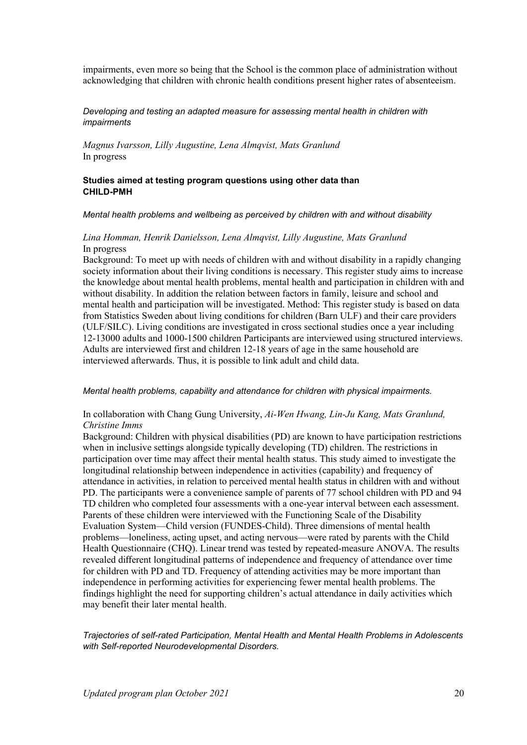impairments, even more so being that the School is the common place of administration without acknowledging that children with chronic health conditions present higher rates of absenteeism.

*Developing and testing an adapted measure for assessing mental health in children with impairments*

*Magnus Ivarsson, Lilly Augustine, Lena Almqvist, Mats Granlund*
In progress

**Studies aimed at testing program questions using other data than CHILD-PMH**

*Mental health problems and wellbeing as perceived by children with and without disability*

*Lina Homman, Henrik Danielsson, Lena Almqvist, Lilly Augustine, Mats Granlund*
In progress

Background: To meet up with needs of children with and without disability in a rapidly changing society information about their living conditions is necessary. This register study aims to increase the knowledge about mental health problems, mental health and participation in children with and without disability. In addition the relation between factors in family, leisure and school and mental health and participation will be investigated. Method: This register study is based on data from Statistics Sweden about living conditions for children (Barn ULF) and their care providers (ULF/SILC). Living conditions are investigated in cross sectional studies once a year including 12-13000 adults and 1000-1500 children Participants are interviewed using structured interviews. Adults are interviewed first and children 12-18 years of age in the same household are interviewed afterwards. Thus, it is possible to link adult and child data.

*Mental health problems, capability and attendance for children with physical impairments.*

In collaboration with Chang Gung University, *Ai-Wen Hwang, Lin-Ju Kang, Mats Granlund, Christine Imms*

Background: Children with physical disabilities (PD) are known to have participation restrictions when in inclusive settings alongside typically developing (TD) children. The restrictions in participation over time may affect their mental health status. This study aimed to investigate the longitudinal relationship between independence in activities (capability) and frequency of attendance in activities, in relation to perceived mental health status in children with and without PD. The participants were a convenience sample of parents of 77 school children with PD and 94 TD children who completed four assessments with a one-year interval between each assessment. Parents of these children were interviewed with the Functioning Scale of the Disability Evaluation System—Child version (FUNDES-Child). Three dimensions of mental health problems—loneliness, acting upset, and acting nervous—were rated by parents with the Child Health Questionnaire (CHQ). Linear trend was tested by repeated-measure ANOVA. The results revealed different longitudinal patterns of independence and frequency of attendance over time for children with PD and TD. Frequency of attending activities may be more important than independence in performing activities for experiencing fewer mental health problems. The findings highlight the need for supporting children's actual attendance in daily activities which may benefit their later mental health.

*Trajectories of self-rated Participation, Mental Health and Mental Health Problems in Adolescents with Self-reported Neurodevelopmental Disorders.*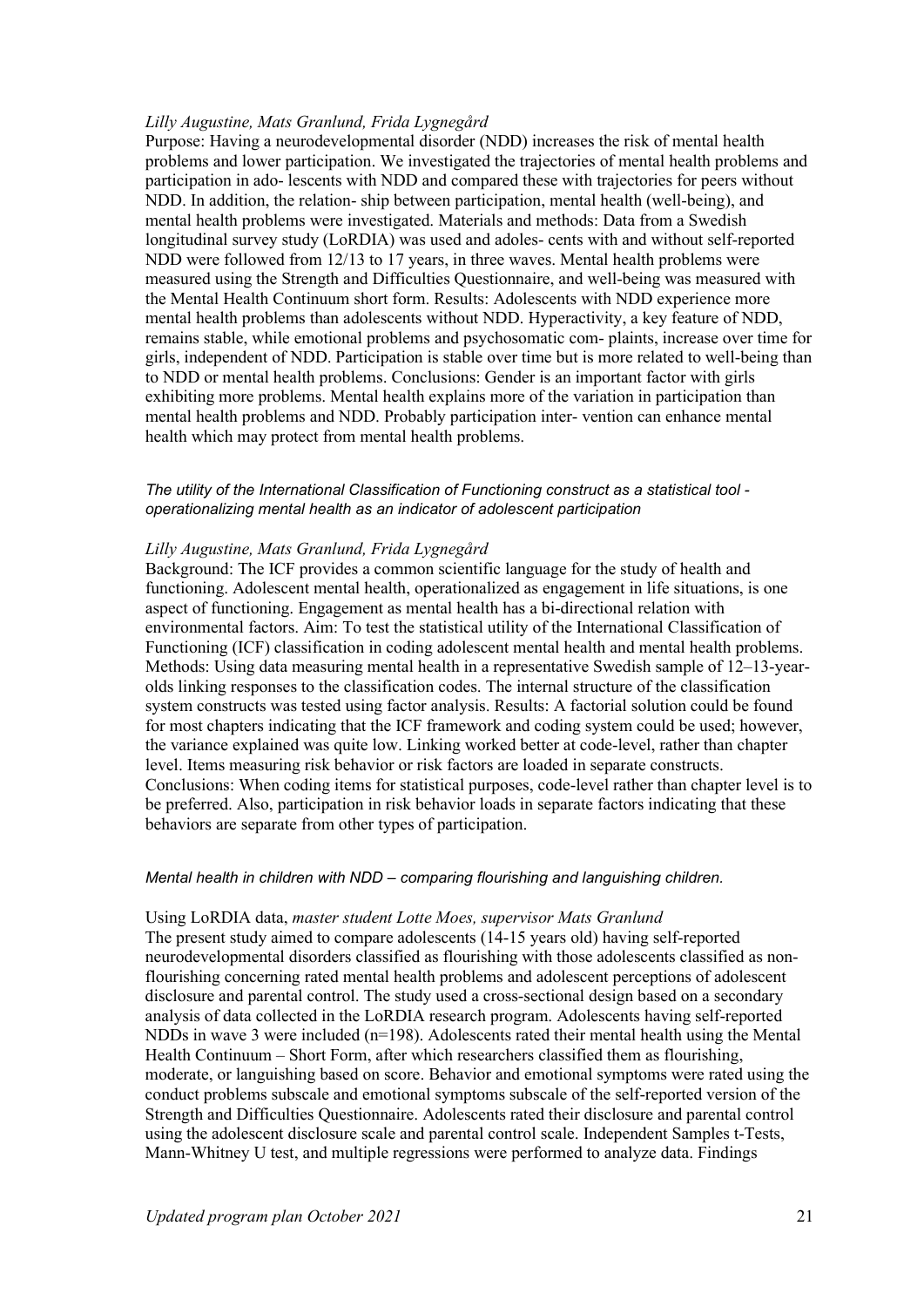*Lilly Augustine, Mats Granlund, Frida Lygnegård*

Purpose: Having a neurodevelopmental disorder (NDD) increases the risk of mental health problems and lower participation. We investigated the trajectories of mental health problems and participation in ado- lescents with NDD and compared these with trajectories for peers without NDD. In addition, the relation- ship between participation, mental health (well-being), and mental health problems were investigated. Materials and methods: Data from a Swedish longitudinal survey study (LoRDIA) was used and adoles- cents with and without self-reported NDD were followed from 12/13 to 17 years, in three waves. Mental health problems were measured using the Strength and Difficulties Questionnaire, and well-being was measured with the Mental Health Continuum short form. Results: Adolescents with NDD experience more mental health problems than adolescents without NDD. Hyperactivity, a key feature of NDD, remains stable, while emotional problems and psychosomatic com- plaints, increase over time for girls, independent of NDD. Participation is stable over time but is more related to well-being than to NDD or mental health problems. Conclusions: Gender is an important factor with girls exhibiting more problems. Mental health explains more of the variation in participation than mental health problems and NDD. Probably participation inter- vention can enhance mental health which may protect from mental health problems.

*The utility of the International Classification of Functioning construct as a statistical tool - operationalizing mental health as an indicator of adolescent participation*

*Lilly Augustine, Mats Granlund, Frida Lygnegård*

Background: The ICF provides a common scientific language for the study of health and functioning. Adolescent mental health, operationalized as engagement in life situations, is one aspect of functioning. Engagement as mental health has a bi-directional relation with environmental factors. Aim: To test the statistical utility of the International Classification of Functioning (ICF) classification in coding adolescent mental health and mental health problems. Methods: Using data measuring mental health in a representative Swedish sample of 12–13-year-olds linking responses to the classification codes. The internal structure of the classification system constructs was tested using factor analysis. Results: A factorial solution could be found for most chapters indicating that the ICF framework and coding system could be used; however, the variance explained was quite low. Linking worked better at code-level, rather than chapter level. Items measuring risk behavior or risk factors are loaded in separate constructs. Conclusions: When coding items for statistical purposes, code-level rather than chapter level is to be preferred. Also, participation in risk behavior loads in separate factors indicating that these behaviors are separate from other types of participation.

*Mental health in children with NDD – comparing flourishing and languishing children.*

Using LoRDIA data, *master student Lotte Moes, supervisor Mats Granlund*

The present study aimed to compare adolescents (14-15 years old) having self-reported neurodevelopmental disorders classified as flourishing with those adolescents classified as non-flourishing concerning rated mental health problems and adolescent perceptions of adolescent disclosure and parental control. The study used a cross-sectional design based on a secondary analysis of data collected in the LoRDIA research program. Adolescents having self-reported NDDs in wave 3 were included (n=198). Adolescents rated their mental health using the Mental Health Continuum – Short Form, after which researchers classified them as flourishing, moderate, or languishing based on score. Behavior and emotional symptoms were rated using the conduct problems subscale and emotional symptoms subscale of the self-reported version of the Strength and Difficulties Questionnaire. Adolescents rated their disclosure and parental control using the adolescent disclosure scale and parental control scale. Independent Samples t-Tests, Mann-Whitney U test, and multiple regressions were performed to analyze data. Findings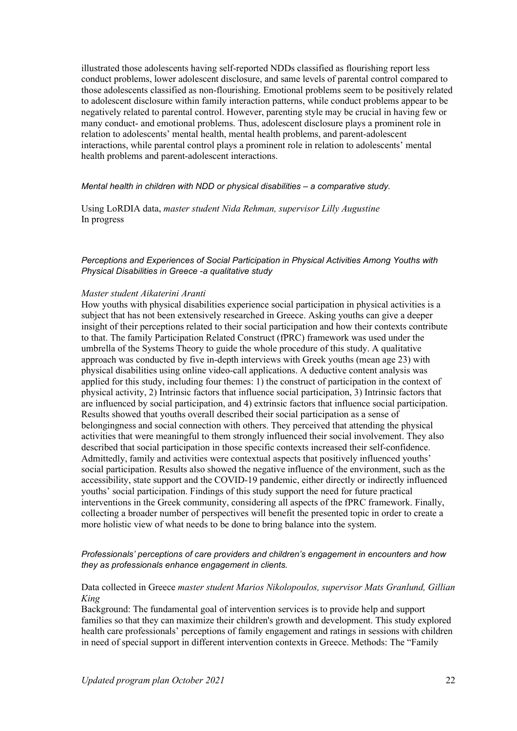illustrated those adolescents having self-reported NDDs classified as flourishing report less conduct problems, lower adolescent disclosure, and same levels of parental control compared to those adolescents classified as non-flourishing. Emotional problems seem to be positively related to adolescent disclosure within family interaction patterns, while conduct problems appear to be negatively related to parental control. However, parenting style may be crucial in having few or many conduct- and emotional problems. Thus, adolescent disclosure plays a prominent role in relation to adolescents' mental health, mental health problems, and parent-adolescent interactions, while parental control plays a prominent role in relation to adolescents' mental health problems and parent-adolescent interactions.

*Mental health in children with NDD or physical disabilities – a comparative study.*

Using LoRDIA data, *master student Nida Rehman, supervisor Lilly Augustine*
In progress

*Perceptions and Experiences of Social Participation in Physical Activities Among Youths with Physical Disabilities in Greece -a qualitative study*

*Master student Aikaterini Aranti*
How youths with physical disabilities experience social participation in physical activities is a subject that has not been extensively researched in Greece. Asking youths can give a deeper insight of their perceptions related to their social participation and how their contexts contribute to that. The family Participation Related Construct (fPRC) framework was used under the umbrella of the Systems Theory to guide the whole procedure of this study. A qualitative approach was conducted by five in-depth interviews with Greek youths (mean age 23) with physical disabilities using online video-call applications. A deductive content analysis was applied for this study, including four themes: 1) the construct of participation in the context of physical activity, 2) Intrinsic factors that influence social participation, 3) Intrinsic factors that are influenced by social participation, and 4) extrinsic factors that influence social participation. Results showed that youths overall described their social participation as a sense of belongingness and social connection with others. They perceived that attending the physical activities that were meaningful to them strongly influenced their social involvement. They also described that social participation in those specific contexts increased their self-confidence. Admittedly, family and activities were contextual aspects that positively influenced youths' social participation. Results also showed the negative influence of the environment, such as the accessibility, state support and the COVID-19 pandemic, either directly or indirectly influenced youths' social participation. Findings of this study support the need for future practical interventions in the Greek community, considering all aspects of the fPRC framework. Finally, collecting a broader number of perspectives will benefit the presented topic in order to create a more holistic view of what needs to be done to bring balance into the system.

*Professionals' perceptions of care providers and children's engagement in encounters and how they as professionals enhance engagement in clients.*

Data collected in Greece *master student Marios Nikolopoulos, supervisor Mats Granlund, Gillian King*
Background: The fundamental goal of intervention services is to provide help and support families so that they can maximize their children's growth and development. This study explored health care professionals' perceptions of family engagement and ratings in sessions with children in need of special support in different intervention contexts in Greece. Methods: The "Family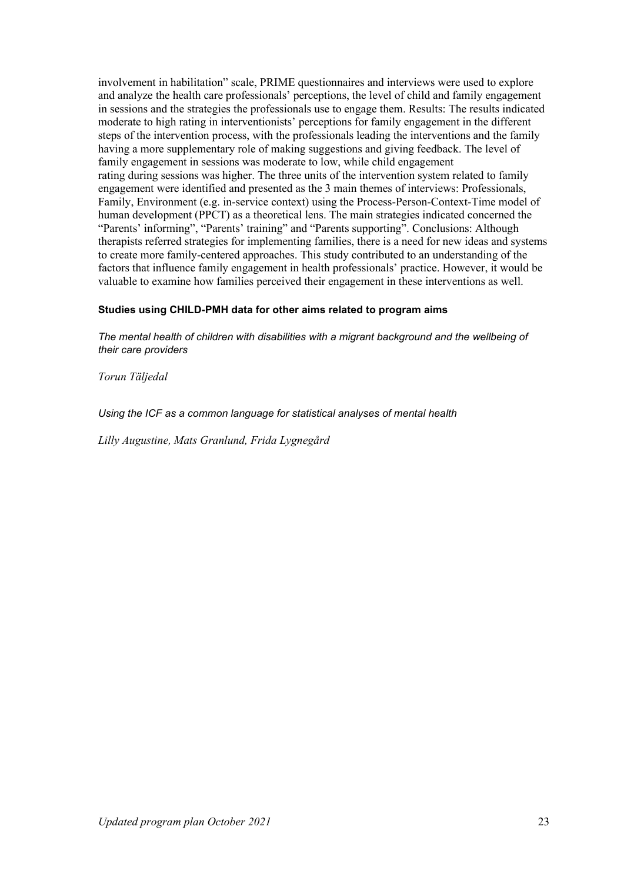involvement in habilitation" scale, PRIME questionnaires and interviews were used to explore and analyze the health care professionals' perceptions, the level of child and family engagement in sessions and the strategies the professionals use to engage them. Results: The results indicated moderate to high rating in interventionists' perceptions for family engagement in the different steps of the intervention process, with the professionals leading the interventions and the family having a more supplementary role of making suggestions and giving feedback. The level of family engagement in sessions was moderate to low, while child engagement rating during sessions was higher. The three units of the intervention system related to family engagement were identified and presented as the 3 main themes of interviews: Professionals, Family, Environment (e.g. in-service context) using the Process-Person-Context-Time model of human development (PPCT) as a theoretical lens. The main strategies indicated concerned the "Parents' informing", "Parents' training" and "Parents supporting". Conclusions: Although therapists referred strategies for implementing families, there is a need for new ideas and systems to create more family-centered approaches. This study contributed to an understanding of the factors that influence family engagement in health professionals' practice. However, it would be valuable to examine how families perceived their engagement in these interventions as well.

#### Studies using CHILD-PMH data for other aims related to program aims

*The mental health of children with disabilities with a migrant background and the wellbeing of their care providers*

*Torun Täljedal*

*Using the ICF as a common language for statistical analyses of mental health*

*Lilly Augustine, Mats Granlund, Frida Lygnegård*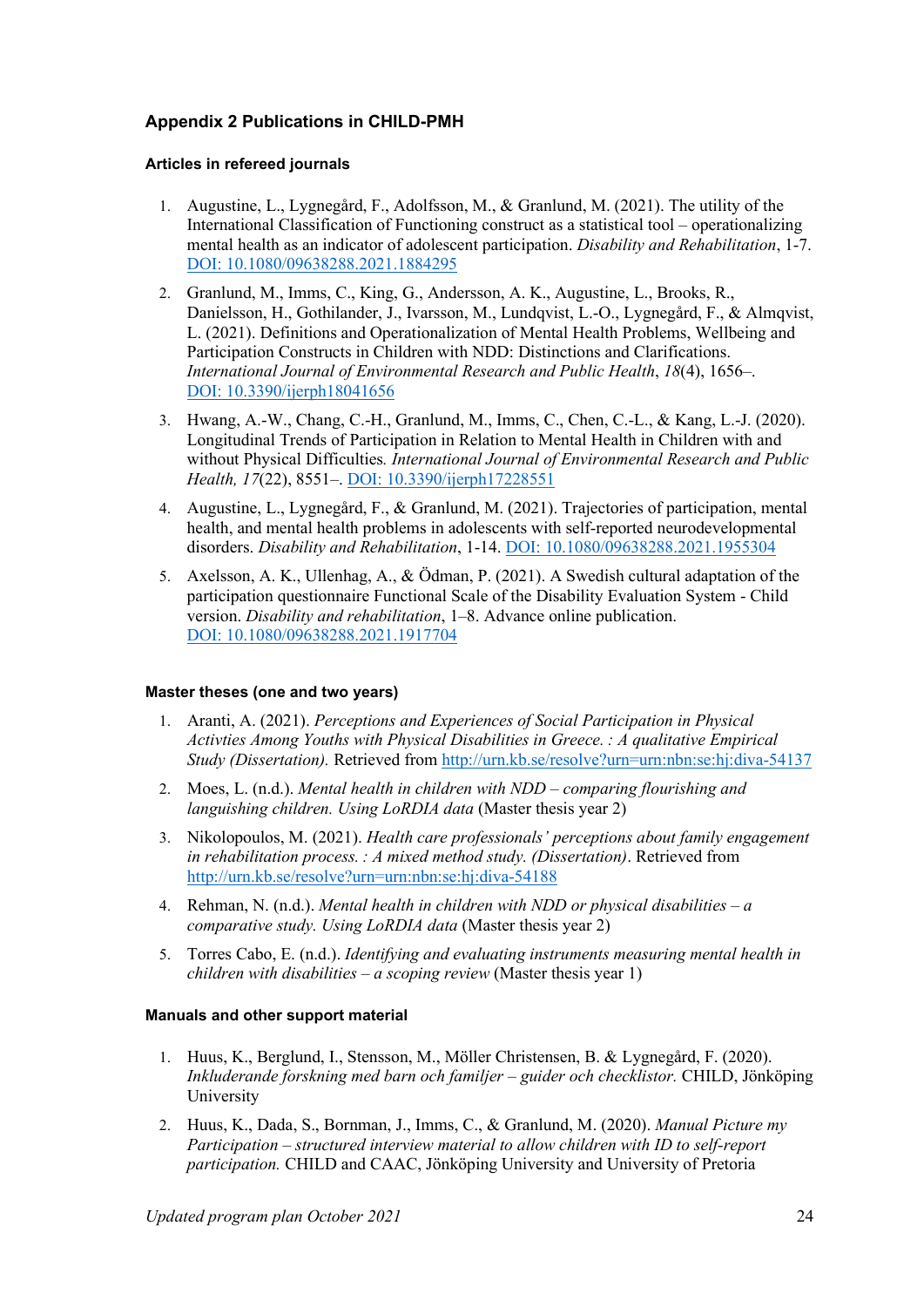## Appendix 2 Publications in CHILD-PMH

### Articles in refereed journals

1. Augustine, L., Lygnegård, F., Adolfsson, M., & Granlund, M. (2021). The utility of the International Classification of Functioning construct as a statistical tool – operationalizing mental health as an indicator of adolescent participation. *Disability and Rehabilitation*, 1-7. [DOI: 10.1080/09638288.2021.1884295](https://doi.org/10.1080/09638288.2021.1884295)

2. Granlund, M., Imms, C., King, G., Andersson, A. K., Augustine, L., Brooks, R., Danielsson, H., Gothilander, J., Ivarsson, M., Lundqvist, L.-O., Lygnegård, F., & Almqvist, L. (2021). Definitions and Operationalization of Mental Health Problems, Wellbeing and Participation Constructs in Children with NDD: Distinctions and Clarifications. *International Journal of Environmental Research and Public Health*, *18*(4), 1656–. [DOI: 10.3390/ijerph18041656](https://doi.org/10.3390/ijerph18041656)

3. Hwang, A.-W., Chang, C.-H., Granlund, M., Imms, C., Chen, C.-L., & Kang, L.-J. (2020). Longitudinal Trends of Participation in Relation to Mental Health in Children with and without Physical Difficulties. *International Journal of Environmental Research and Public Health, 17*(22), 8551–. [DOI: 10.3390/ijerph17228551](https://doi.org/10.3390/ijerph17228551)

4. Augustine, L., Lygnegård, F., & Granlund, M. (2021). Trajectories of participation, mental health, and mental health problems in adolescents with self-reported neurodevelopmental disorders. *Disability and Rehabilitation*, 1-14. [DOI: 10.1080/09638288.2021.1955304](https://doi.org/10.1080/09638288.2021.1955304)

5. Axelsson, A. K., Ullenhag, A., & Ödman, P. (2021). A Swedish cultural adaptation of the participation questionnaire Functional Scale of the Disability Evaluation System - Child version. *Disability and rehabilitation*, 1–8. Advance online publication. [DOI: 10.1080/09638288.2021.1917704](https://doi.org/10.1080/09638288.2021.1917704)

### Master theses (one and two years)

1. Aranti, A. (2021). *Perceptions and Experiences of Social Participation in Physical Activties Among Youths with Physical Disabilities in Greece. : A qualitative Empirical Study (Dissertation).* Retrieved from [http://urn.kb.se/resolve?urn=urn:nbn:se:hj:diva-54137](http://urn.kb.se/resolve?urn=urn:nbn:se:hj:diva-54137)

2. Moes, L. (n.d.). *Mental health in children with NDD – comparing flourishing and languishing children. Using LoRDIA data* (Master thesis year 2)

3. Nikolopoulos, M. (2021). *Health care professionals' perceptions about family engagement in rehabilitation process. : A mixed method study. (Dissertation)*. Retrieved from [http://urn.kb.se/resolve?urn=urn:nbn:se:hj:diva-54188](http://urn.kb.se/resolve?urn=urn:nbn:se:hj:diva-54188)

4. Rehman, N. (n.d.). *Mental health in children with NDD or physical disabilities – a comparative study. Using LoRDIA data* (Master thesis year 2)

5. Torres Cabo, E. (n.d.). *Identifying and evaluating instruments measuring mental health in children with disabilities – a scoping review* (Master thesis year 1)

### Manuals and other support material

1. Huus, K., Berglund, I., Stensson, M., Möller Christensen, B. & Lygnegård, F. (2020). *Inkluderande forskning med barn och familjer – guider och checklistor.* CHILD, Jönköping University

2. Huus, K., Dada, S., Bornman, J., Imms, C., & Granlund, M. (2020). *Manual Picture my Participation – structured interview material to allow children with ID to self-report participation.* CHILD and CAAC, Jönköping University and University of Pretoria